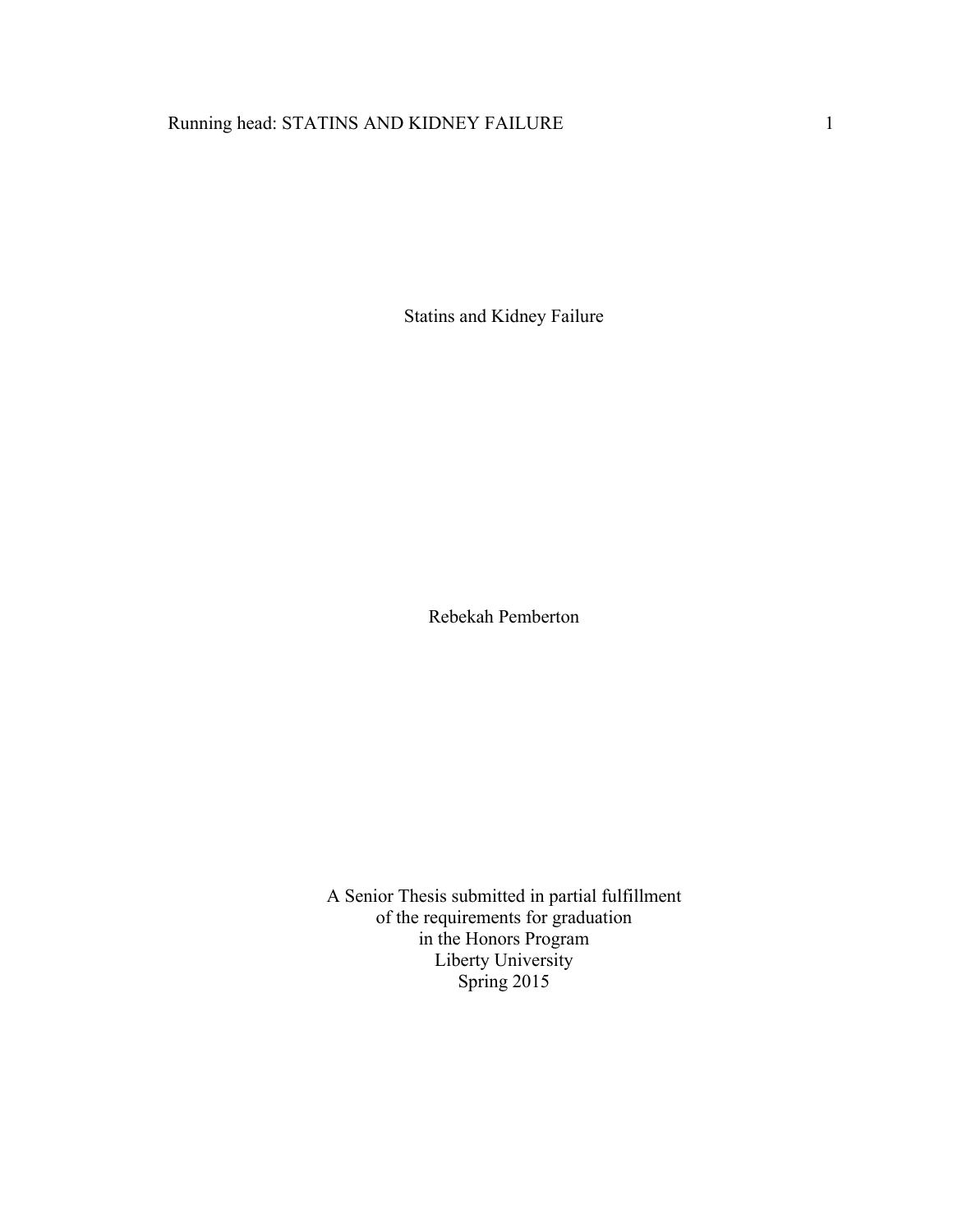# Statins and Kidney Failure

Rebekah Pemberton

A Senior Thesis submitted in partial fulfillment
of the requirements for graduation
in the Honors Program
Liberty University
Spring 2015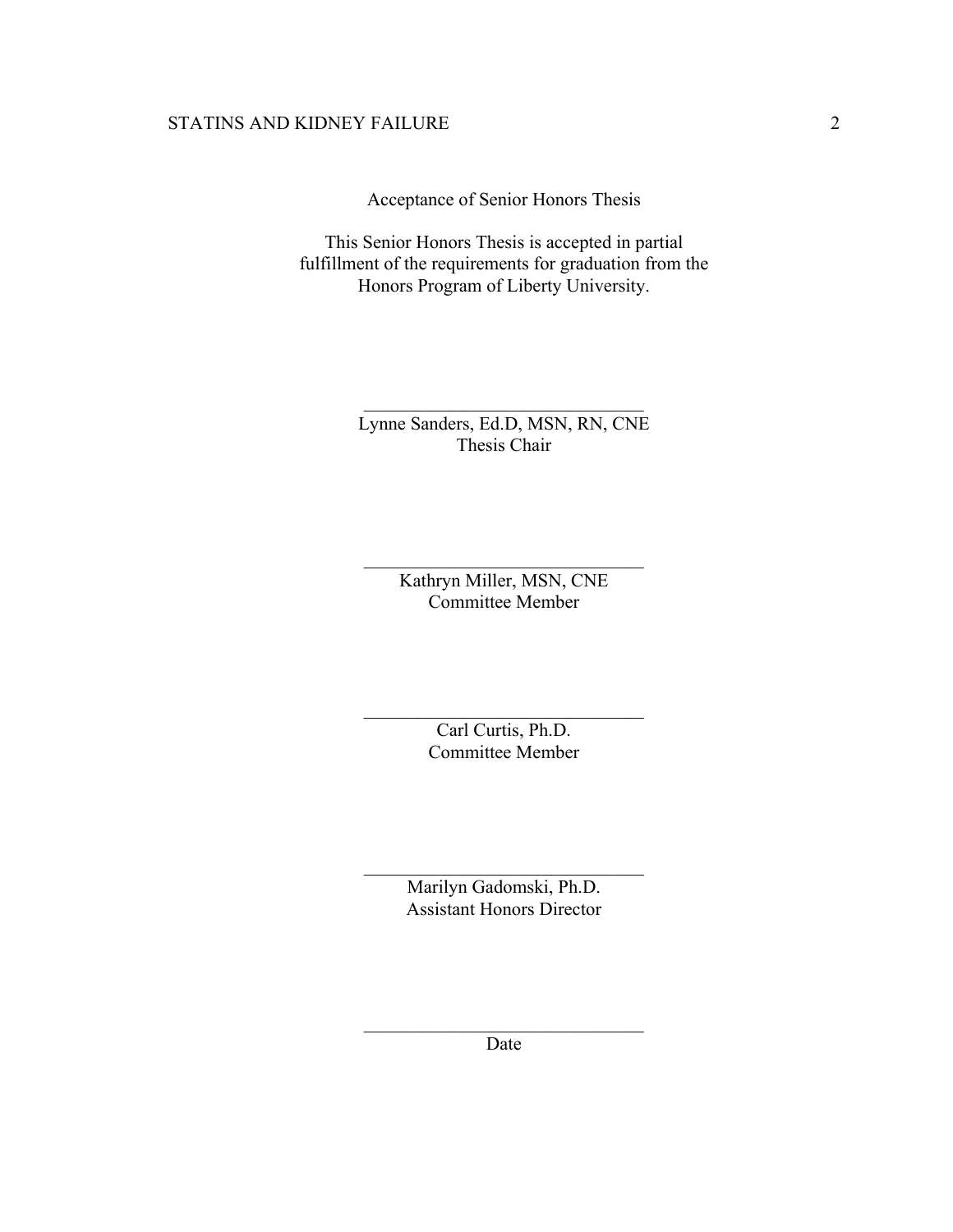Acceptance of Senior Honors Thesis

This Senior Honors Thesis is accepted in partial fulfillment of the requirements for graduation from the Honors Program of Liberty University.

______________________________
Lynne Sanders, Ed.D, MSN, RN, CNE
Thesis Chair

______________________________
Kathryn Miller, MSN, CNE
Committee Member

______________________________
Carl Curtis, Ph.D.
Committee Member

______________________________
Marilyn Gadomski, Ph.D.
Assistant Honors Director

______________________________
Date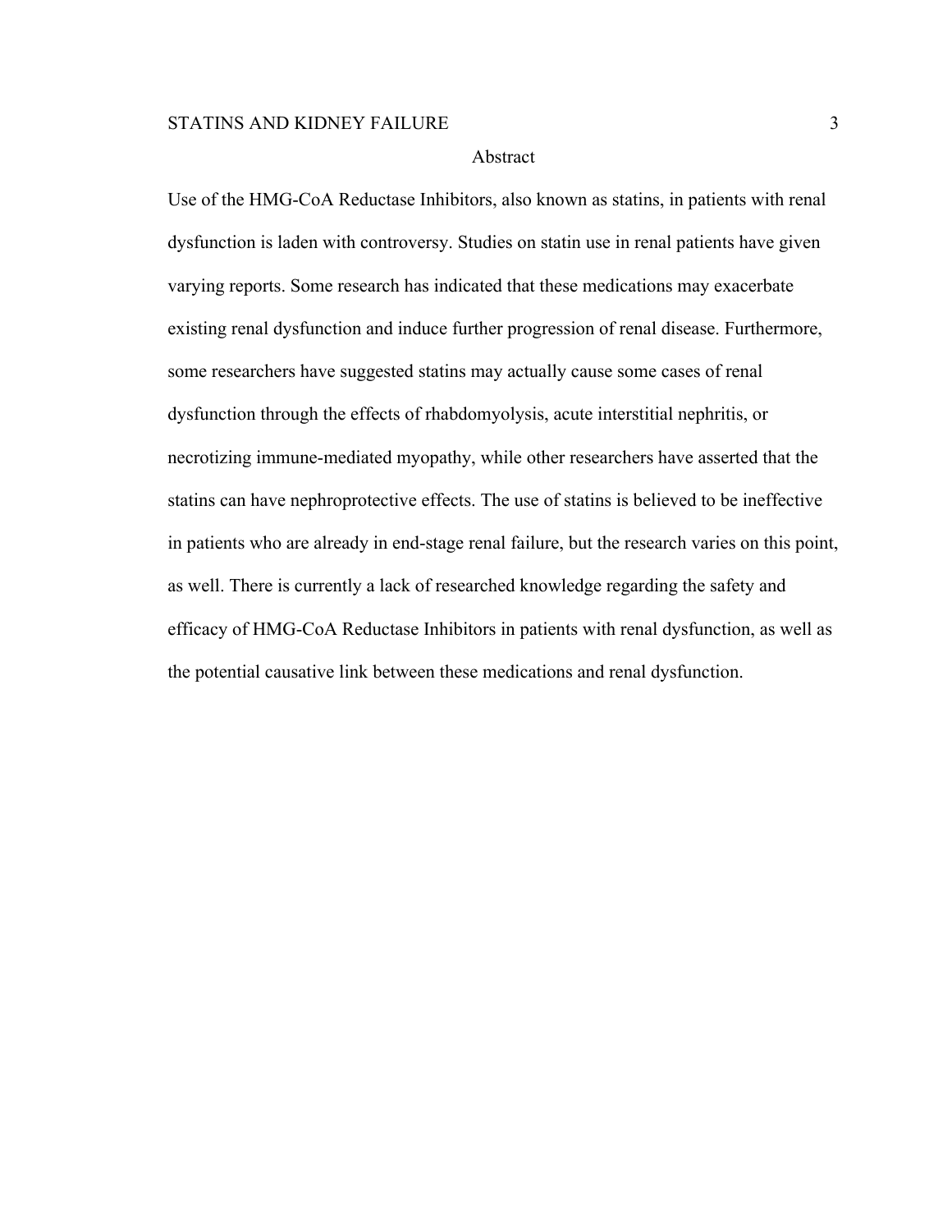## Abstract

Use of the HMG-CoA Reductase Inhibitors, also known as statins, in patients with renal dysfunction is laden with controversy. Studies on statin use in renal patients have given varying reports. Some research has indicated that these medications may exacerbate existing renal dysfunction and induce further progression of renal disease. Furthermore, some researchers have suggested statins may actually cause some cases of renal dysfunction through the effects of rhabdomyolysis, acute interstitial nephritis, or necrotizing immune-mediated myopathy, while other researchers have asserted that the statins can have nephroprotective effects. The use of statins is believed to be ineffective in patients who are already in end-stage renal failure, but the research varies on this point, as well. There is currently a lack of researched knowledge regarding the safety and efficacy of HMG-CoA Reductase Inhibitors in patients with renal dysfunction, as well as the potential causative link between these medications and renal dysfunction.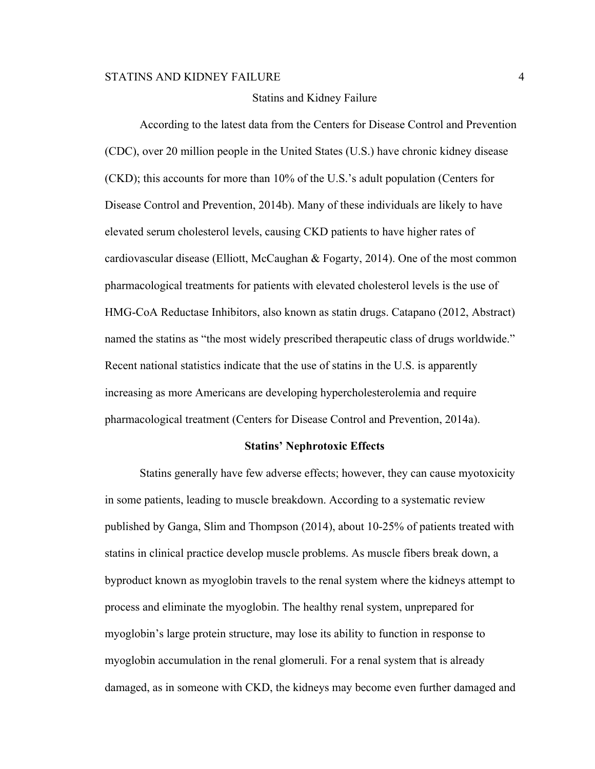# Statins and Kidney Failure

According to the latest data from the Centers for Disease Control and Prevention (CDC), over 20 million people in the United States (U.S.) have chronic kidney disease (CKD); this accounts for more than 10% of the U.S.'s adult population (Centers for Disease Control and Prevention, 2014b). Many of these individuals are likely to have elevated serum cholesterol levels, causing CKD patients to have higher rates of cardiovascular disease (Elliott, McCaughan & Fogarty, 2014). One of the most common pharmacological treatments for patients with elevated cholesterol levels is the use of HMG-CoA Reductase Inhibitors, also known as statin drugs. Catapano (2012, Abstract) named the statins as "the most widely prescribed therapeutic class of drugs worldwide." Recent national statistics indicate that the use of statins in the U.S. is apparently increasing as more Americans are developing hypercholesterolemia and require pharmacological treatment (Centers for Disease Control and Prevention, 2014a).

## Statins' Nephrotoxic Effects

Statins generally have few adverse effects; however, they can cause myotoxicity in some patients, leading to muscle breakdown. According to a systematic review published by Ganga, Slim and Thompson (2014), about 10-25% of patients treated with statins in clinical practice develop muscle problems. As muscle fibers break down, a byproduct known as myoglobin travels to the renal system where the kidneys attempt to process and eliminate the myoglobin. The healthy renal system, unprepared for myoglobin's large protein structure, may lose its ability to function in response to myoglobin accumulation in the renal glomeruli. For a renal system that is already damaged, as in someone with CKD, the kidneys may become even further damaged and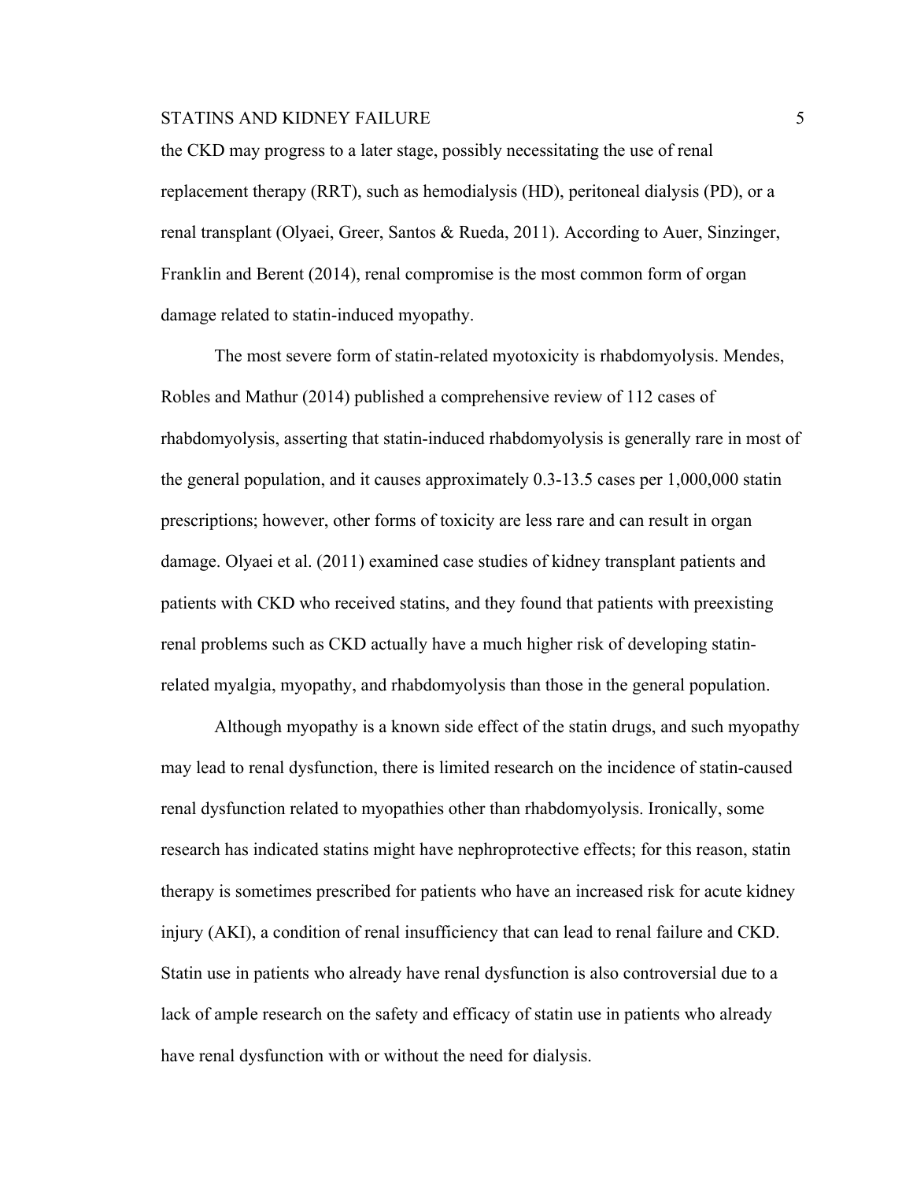the CKD may progress to a later stage, possibly necessitating the use of renal replacement therapy (RRT), such as hemodialysis (HD), peritoneal dialysis (PD), or a renal transplant (Olyaei, Greer, Santos & Rueda, 2011). According to Auer, Sinzinger, Franklin and Berent (2014), renal compromise is the most common form of organ damage related to statin-induced myopathy.

The most severe form of statin-related myotoxicity is rhabdomyolysis. Mendes, Robles and Mathur (2014) published a comprehensive review of 112 cases of rhabdomyolysis, asserting that statin-induced rhabdomyolysis is generally rare in most of the general population, and it causes approximately 0.3-13.5 cases per 1,000,000 statin prescriptions; however, other forms of toxicity are less rare and can result in organ damage. Olyaei et al. (2011) examined case studies of kidney transplant patients and patients with CKD who received statins, and they found that patients with preexisting renal problems such as CKD actually have a much higher risk of developing statin-related myalgia, myopathy, and rhabdomyolysis than those in the general population.

Although myopathy is a known side effect of the statin drugs, and such myopathy may lead to renal dysfunction, there is limited research on the incidence of statin-caused renal dysfunction related to myopathies other than rhabdomyolysis. Ironically, some research has indicated statins might have nephroprotective effects; for this reason, statin therapy is sometimes prescribed for patients who have an increased risk for acute kidney injury (AKI), a condition of renal insufficiency that can lead to renal failure and CKD. Statin use in patients who already have renal dysfunction is also controversial due to a lack of ample research on the safety and efficacy of statin use in patients who already have renal dysfunction with or without the need for dialysis.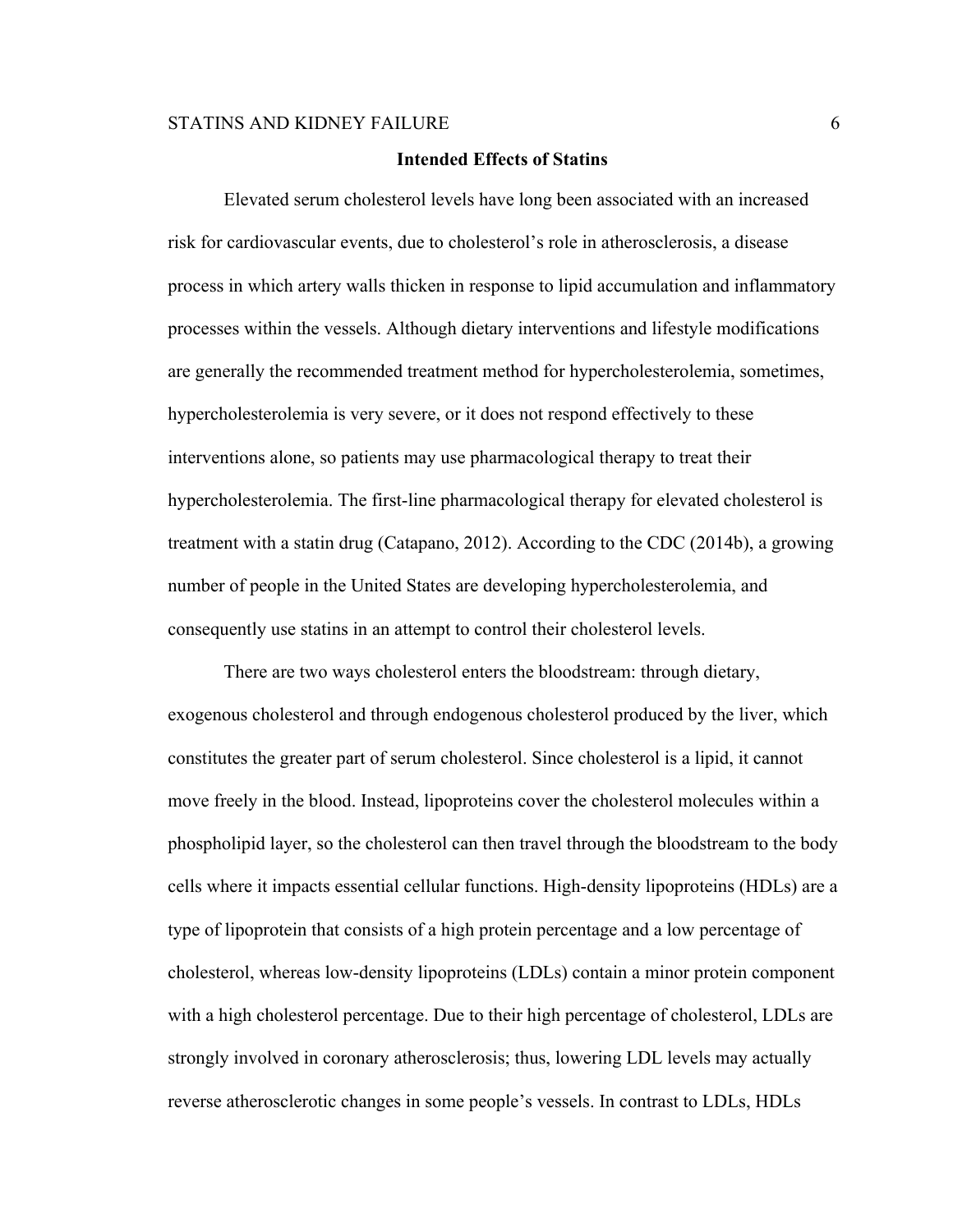## Intended Effects of Statins

Elevated serum cholesterol levels have long been associated with an increased risk for cardiovascular events, due to cholesterol's role in atherosclerosis, a disease process in which artery walls thicken in response to lipid accumulation and inflammatory processes within the vessels. Although dietary interventions and lifestyle modifications are generally the recommended treatment method for hypercholesterolemia, sometimes, hypercholesterolemia is very severe, or it does not respond effectively to these interventions alone, so patients may use pharmacological therapy to treat their hypercholesterolemia. The first-line pharmacological therapy for elevated cholesterol is treatment with a statin drug (Catapano, 2012). According to the CDC (2014b), a growing number of people in the United States are developing hypercholesterolemia, and consequently use statins in an attempt to control their cholesterol levels.

There are two ways cholesterol enters the bloodstream: through dietary, exogenous cholesterol and through endogenous cholesterol produced by the liver, which constitutes the greater part of serum cholesterol. Since cholesterol is a lipid, it cannot move freely in the blood. Instead, lipoproteins cover the cholesterol molecules within a phospholipid layer, so the cholesterol can then travel through the bloodstream to the body cells where it impacts essential cellular functions. High-density lipoproteins (HDLs) are a type of lipoprotein that consists of a high protein percentage and a low percentage of cholesterol, whereas low-density lipoproteins (LDLs) contain a minor protein component with a high cholesterol percentage. Due to their high percentage of cholesterol, LDLs are strongly involved in coronary atherosclerosis; thus, lowering LDL levels may actually reverse atherosclerotic changes in some people's vessels. In contrast to LDLs, HDLs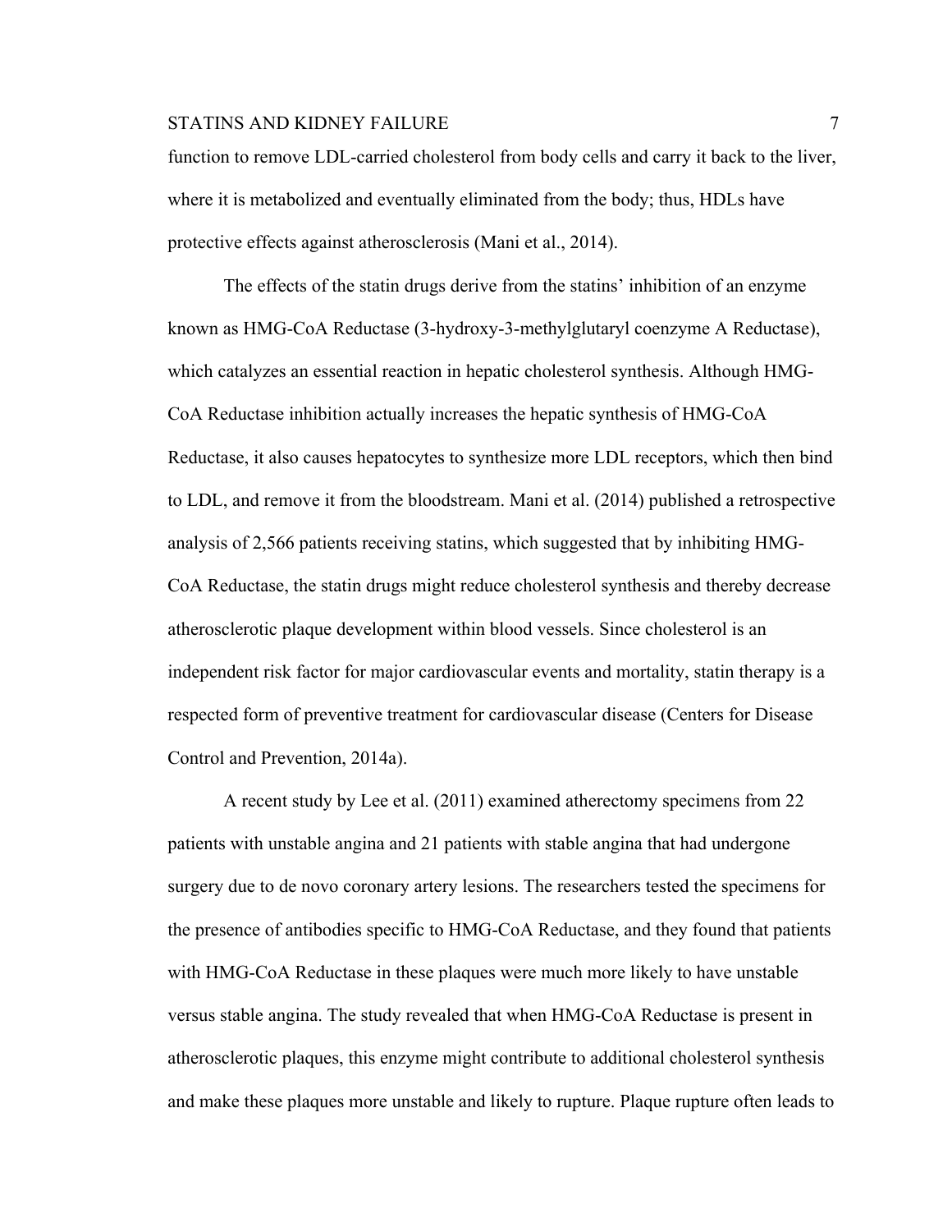function to remove LDL-carried cholesterol from body cells and carry it back to the liver, where it is metabolized and eventually eliminated from the body; thus, HDLs have protective effects against atherosclerosis (Mani et al., 2014).

The effects of the statin drugs derive from the statins' inhibition of an enzyme known as HMG-CoA Reductase (3-hydroxy-3-methylglutaryl coenzyme A Reductase), which catalyzes an essential reaction in hepatic cholesterol synthesis. Although HMG-CoA Reductase inhibition actually increases the hepatic synthesis of HMG-CoA Reductase, it also causes hepatocytes to synthesize more LDL receptors, which then bind to LDL, and remove it from the bloodstream. Mani et al. (2014) published a retrospective analysis of 2,566 patients receiving statins, which suggested that by inhibiting HMG-CoA Reductase, the statin drugs might reduce cholesterol synthesis and thereby decrease atherosclerotic plaque development within blood vessels. Since cholesterol is an independent risk factor for major cardiovascular events and mortality, statin therapy is a respected form of preventive treatment for cardiovascular disease (Centers for Disease Control and Prevention, 2014a).

A recent study by Lee et al. (2011) examined atherectomy specimens from 22 patients with unstable angina and 21 patients with stable angina that had undergone surgery due to de novo coronary artery lesions. The researchers tested the specimens for the presence of antibodies specific to HMG-CoA Reductase, and they found that patients with HMG-CoA Reductase in these plaques were much more likely to have unstable versus stable angina. The study revealed that when HMG-CoA Reductase is present in atherosclerotic plaques, this enzyme might contribute to additional cholesterol synthesis and make these plaques more unstable and likely to rupture. Plaque rupture often leads to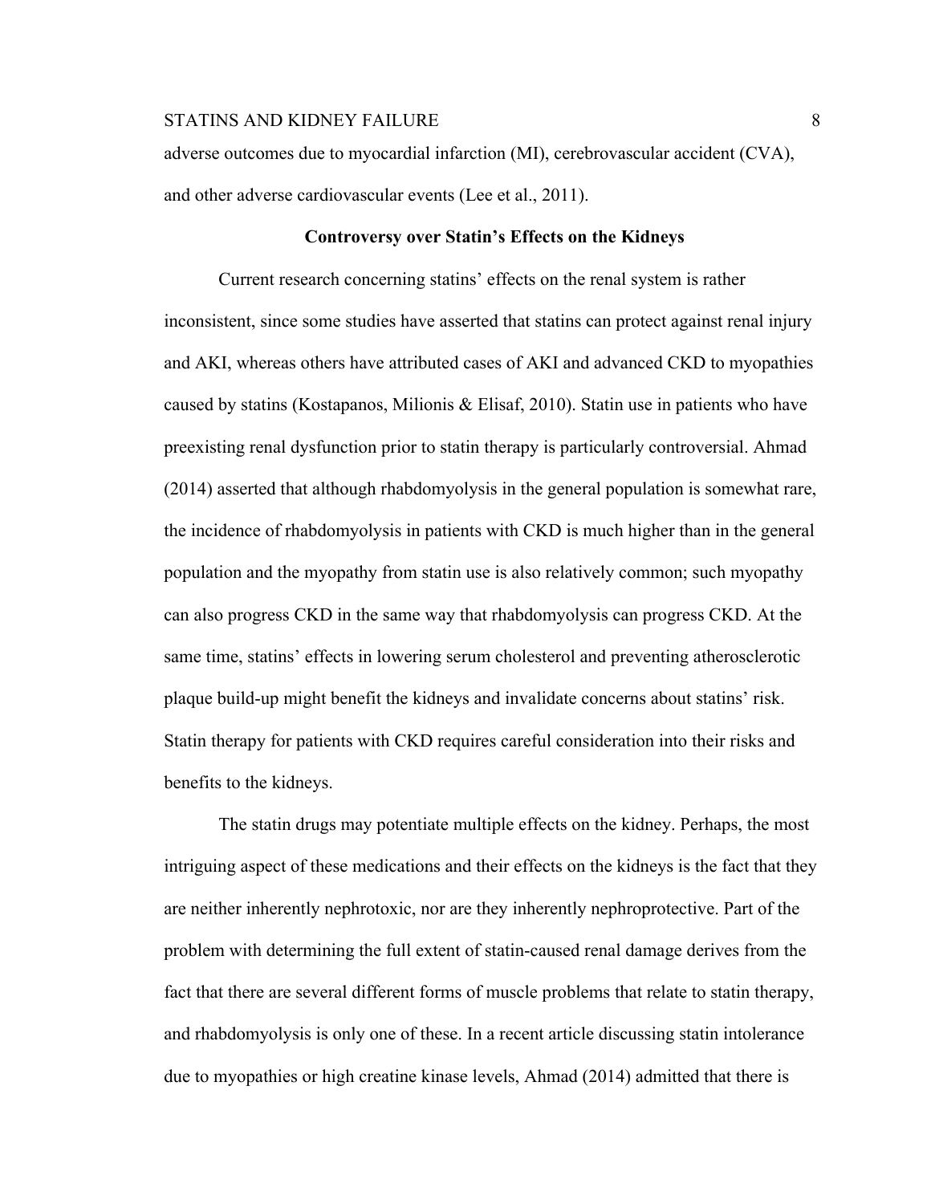adverse outcomes due to myocardial infarction (MI), cerebrovascular accident (CVA), and other adverse cardiovascular events (Lee et al., 2011).

## Controversy over Statin's Effects on the Kidneys

Current research concerning statins' effects on the renal system is rather inconsistent, since some studies have asserted that statins can protect against renal injury and AKI, whereas others have attributed cases of AKI and advanced CKD to myopathies caused by statins (Kostapanos, Milionis & Elisaf, 2010). Statin use in patients who have preexisting renal dysfunction prior to statin therapy is particularly controversial. Ahmad (2014) asserted that although rhabdomyolysis in the general population is somewhat rare, the incidence of rhabdomyolysis in patients with CKD is much higher than in the general population and the myopathy from statin use is also relatively common; such myopathy can also progress CKD in the same way that rhabdomyolysis can progress CKD. At the same time, statins' effects in lowering serum cholesterol and preventing atherosclerotic plaque build-up might benefit the kidneys and invalidate concerns about statins' risk. Statin therapy for patients with CKD requires careful consideration into their risks and benefits to the kidneys.

The statin drugs may potentiate multiple effects on the kidney. Perhaps, the most intriguing aspect of these medications and their effects on the kidneys is the fact that they are neither inherently nephrotoxic, nor are they inherently nephroprotective. Part of the problem with determining the full extent of statin-caused renal damage derives from the fact that there are several different forms of muscle problems that relate to statin therapy, and rhabdomyolysis is only one of these. In a recent article discussing statin intolerance due to myopathies or high creatine kinase levels, Ahmad (2014) admitted that there is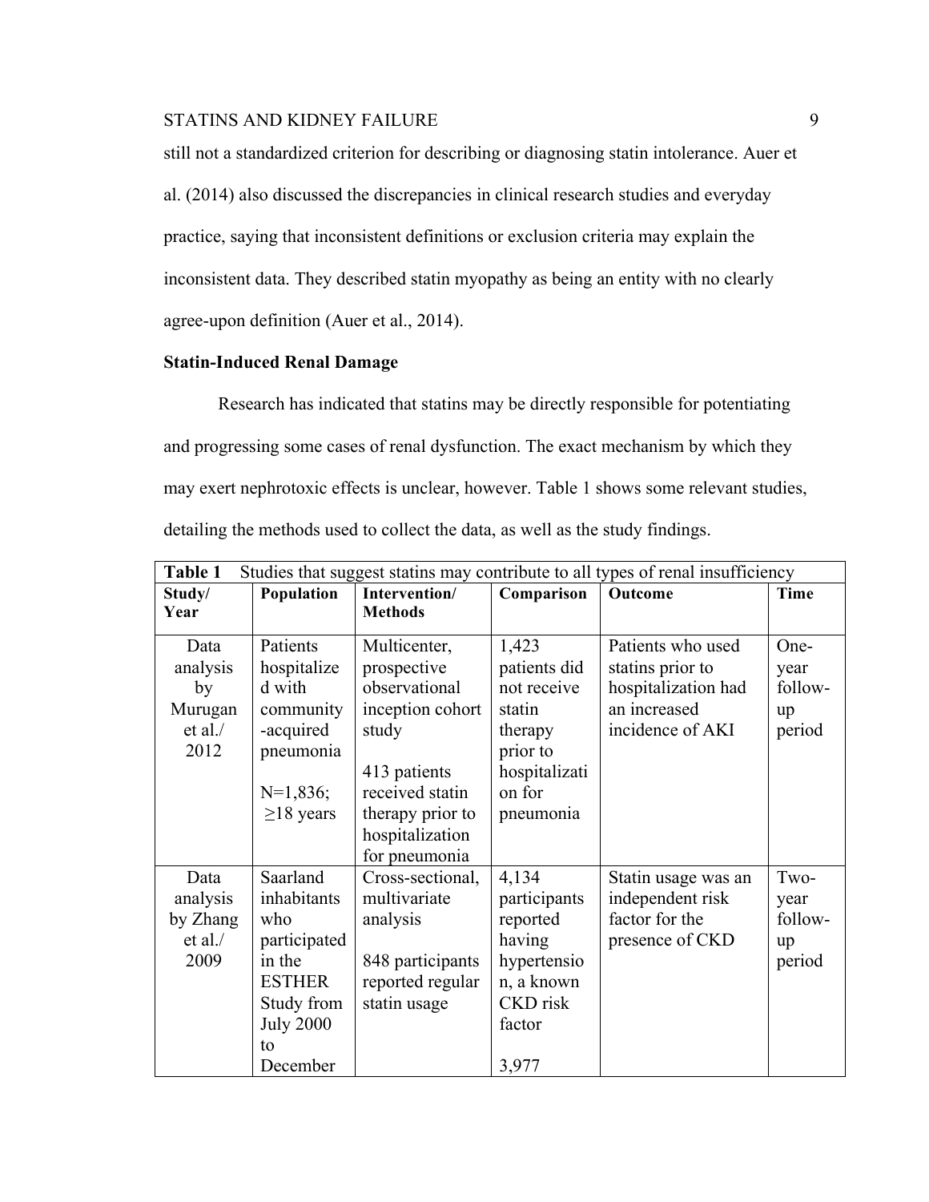still not a standardized criterion for describing or diagnosing statin intolerance. Auer et al. (2014) also discussed the discrepancies in clinical research studies and everyday practice, saying that inconsistent definitions or exclusion criteria may explain the inconsistent data. They described statin myopathy as being an entity with no clearly agree-upon definition (Auer et al., 2014).

**Statin-Induced Renal Damage**

Research has indicated that statins may be directly responsible for potentiating and progressing some cases of renal dysfunction. The exact mechanism by which they may exert nephrotoxic effects is unclear, however. Table 1 shows some relevant studies, detailing the methods used to collect the data, as well as the study findings.

**Table 1** Studies that suggest statins may contribute to all types of renal insufficiency

| Study/ Year | Population | Intervention/ Methods | Comparison | Outcome | Time |
|---|---|---|---|---|---|
| Data analysis by Murugan et al./ 2012 | Patients hospitalized with community-acquired pneumonia<br><br>N=1,836; ≥18 years | Multicenter, prospective observational inception cohort study<br><br>413 patients received statin therapy prior to hospitalization for pneumonia | 1,423 patients did not receive statin therapy prior to hospitalization for pneumonia | Patients who used statins prior to hospitalization had an increased incidence of AKI | One-year follow-up period |
| Data analysis by Zhang et al./ 2009 | Saarland inhabitants who participated in the ESTHER Study from July 2000 to December | Cross-sectional, multivariate analysis<br><br>848 participants reported regular statin usage | 4,134 participants reported having hypertension, a known CKD risk factor<br><br>3,977 | Statin usage was an independent risk factor for the presence of CKD | Two-year follow-up period |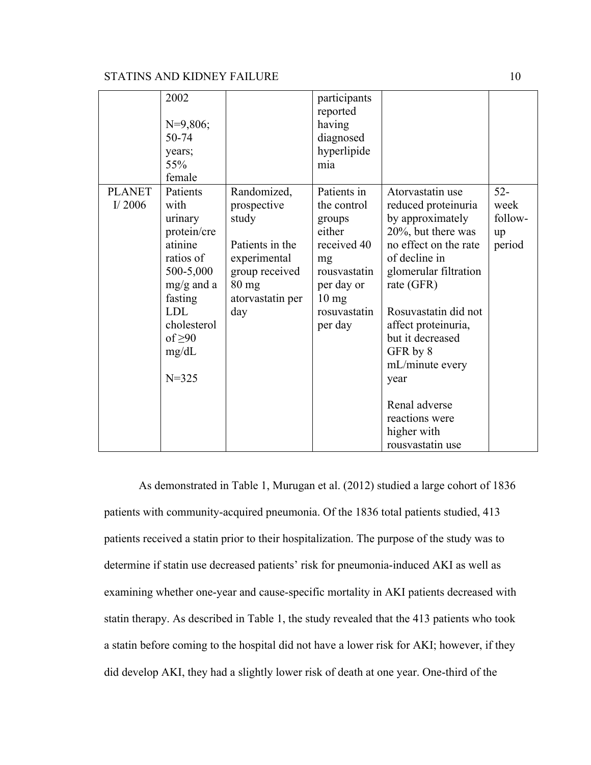| | | | | | |
|---|---|---|---|---|---|
| | 2002<br><br>N=9,806; 50-74 years; 55% female | | participants reported having diagnosed hyperlipidemia | | |
| PLANET I/ 2006 | Patients with urinary protein/creatinine ratios of 500-5,000 mg/g and a fasting LDL cholesterol of ≥90 mg/dL<br><br>N=325 | Randomized, prospective study<br><br>Patients in the experimental group received 80 mg atorvastatin per day | Patients in the control groups either received 40 mg rousvastatin per day or 10 mg rosuvastatin per day | Atorvastatin use reduced proteinuria by approximately 20%, but there was no effect on the rate of decline in glomerular filtration rate (GFR)<br><br>Rosuvastatin did not affect proteinuria, but it decreased GFR by 8 mL/minute every year<br><br>Renal adverse reactions were higher with rousvastatin use | 52-week follow-up period |

As demonstrated in Table 1, Murugan et al. (2012) studied a large cohort of 1836 patients with community-acquired pneumonia. Of the 1836 total patients studied, 413 patients received a statin prior to their hospitalization. The purpose of the study was to determine if statin use decreased patients' risk for pneumonia-induced AKI as well as examining whether one-year and cause-specific mortality in AKI patients decreased with statin therapy. As described in Table 1, the study revealed that the 413 patients who took a statin before coming to the hospital did not have a lower risk for AKI; however, if they did develop AKI, they had a slightly lower risk of death at one year. One-third of the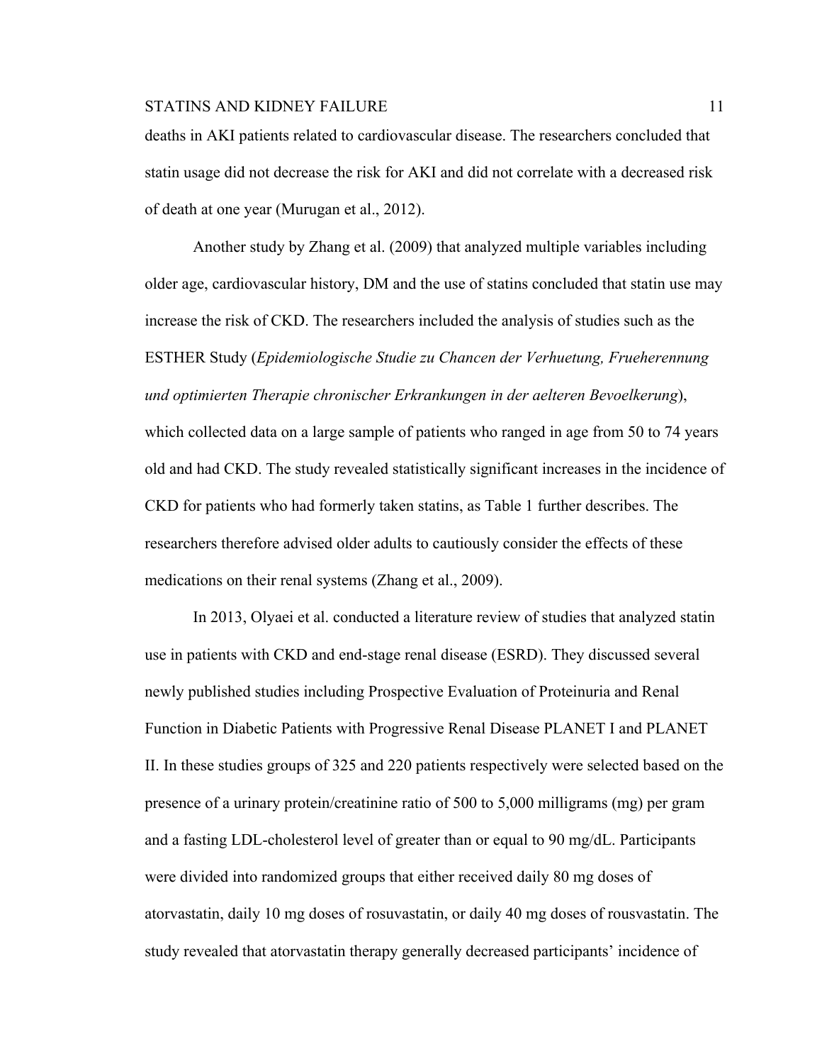deaths in AKI patients related to cardiovascular disease. The researchers concluded that statin usage did not decrease the risk for AKI and did not correlate with a decreased risk of death at one year (Murugan et al., 2012).

Another study by Zhang et al. (2009) that analyzed multiple variables including older age, cardiovascular history, DM and the use of statins concluded that statin use may increase the risk of CKD. The researchers included the analysis of studies such as the ESTHER Study (*Epidemiologische Studie zu Chancen der Verhuetung, Frueherennung und optimierten Therapie chronischer Erkrankungen in der aelteren Bevoelkerung*), which collected data on a large sample of patients who ranged in age from 50 to 74 years old and had CKD. The study revealed statistically significant increases in the incidence of CKD for patients who had formerly taken statins, as Table 1 further describes. The researchers therefore advised older adults to cautiously consider the effects of these medications on their renal systems (Zhang et al., 2009).

In 2013, Olyaei et al. conducted a literature review of studies that analyzed statin use in patients with CKD and end-stage renal disease (ESRD). They discussed several newly published studies including Prospective Evaluation of Proteinuria and Renal Function in Diabetic Patients with Progressive Renal Disease PLANET I and PLANET II. In these studies groups of 325 and 220 patients respectively were selected based on the presence of a urinary protein/creatinine ratio of 500 to 5,000 milligrams (mg) per gram and a fasting LDL-cholesterol level of greater than or equal to 90 mg/dL. Participants were divided into randomized groups that either received daily 80 mg doses of atorvastatin, daily 10 mg doses of rosuvastatin, or daily 40 mg doses of rousvastatin. The study revealed that atorvastatin therapy generally decreased participants' incidence of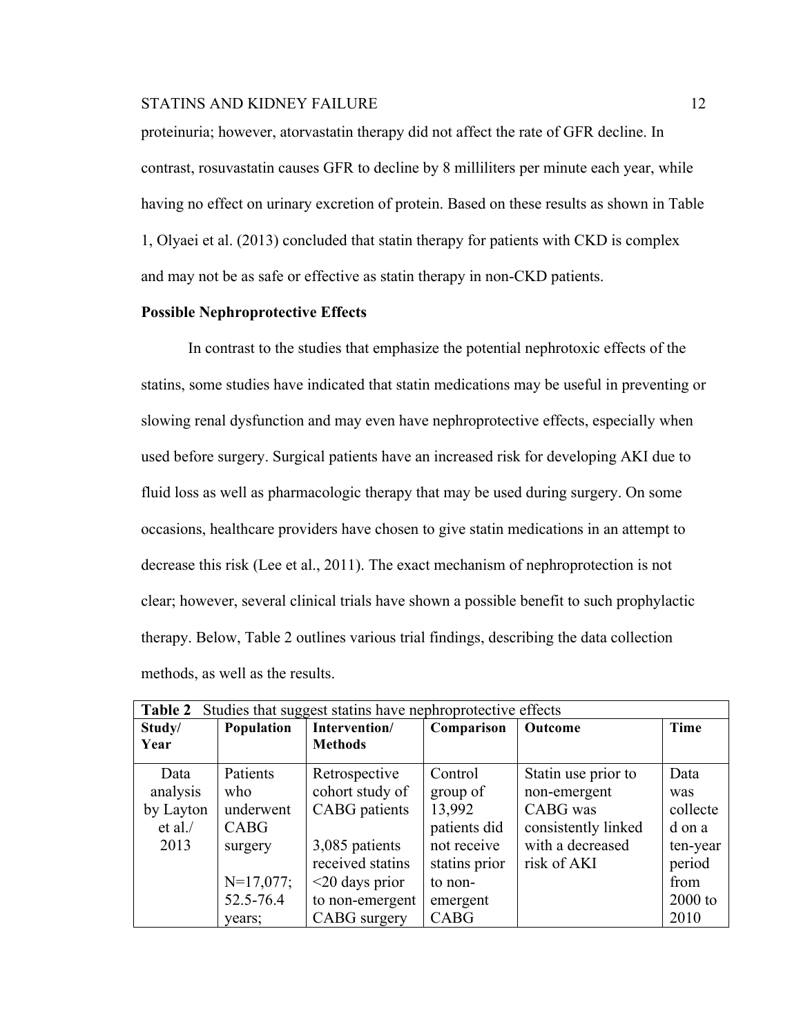proteinuria; however, atorvastatin therapy did not affect the rate of GFR decline. In contrast, rosuvastatin causes GFR to decline by 8 milliliters per minute each year, while having no effect on urinary excretion of protein. Based on these results as shown in Table 1, Olyaei et al. (2013) concluded that statin therapy for patients with CKD is complex and may not be as safe or effective as statin therapy in non-CKD patients.

**Possible Nephroprotective Effects**

In contrast to the studies that emphasize the potential nephrotoxic effects of the statins, some studies have indicated that statin medications may be useful in preventing or slowing renal dysfunction and may even have nephroprotective effects, especially when used before surgery. Surgical patients have an increased risk for developing AKI due to fluid loss as well as pharmacologic therapy that may be used during surgery. On some occasions, healthcare providers have chosen to give statin medications in an attempt to decrease this risk (Lee et al., 2011). The exact mechanism of nephroprotection is not clear; however, several clinical trials have shown a possible benefit to such prophylactic therapy. Below, Table 2 outlines various trial findings, describing the data collection methods, as well as the results.

**Table 2** Studies that suggest statins have nephroprotective effects

| Study/ Year | Population | Intervention/ Methods | Comparison | Outcome | Time |
|---|---|---|---|---|---|
| Data analysis by Layton et al./ 2013 | Patients who underwent CABG surgery<br><br>N=17,077; 52.5-76.4 years; | Retrospective cohort study of CABG patients<br><br>3,085 patients received statins <20 days prior to non-emergent CABG surgery | Control group of 13,992 patients did not receive statins prior to non-emergent CABG | Statin use prior to non-emergent CABG was consistently linked with a decreased risk of AKI | Data was collected on a ten-year period from 2000 to 2010 |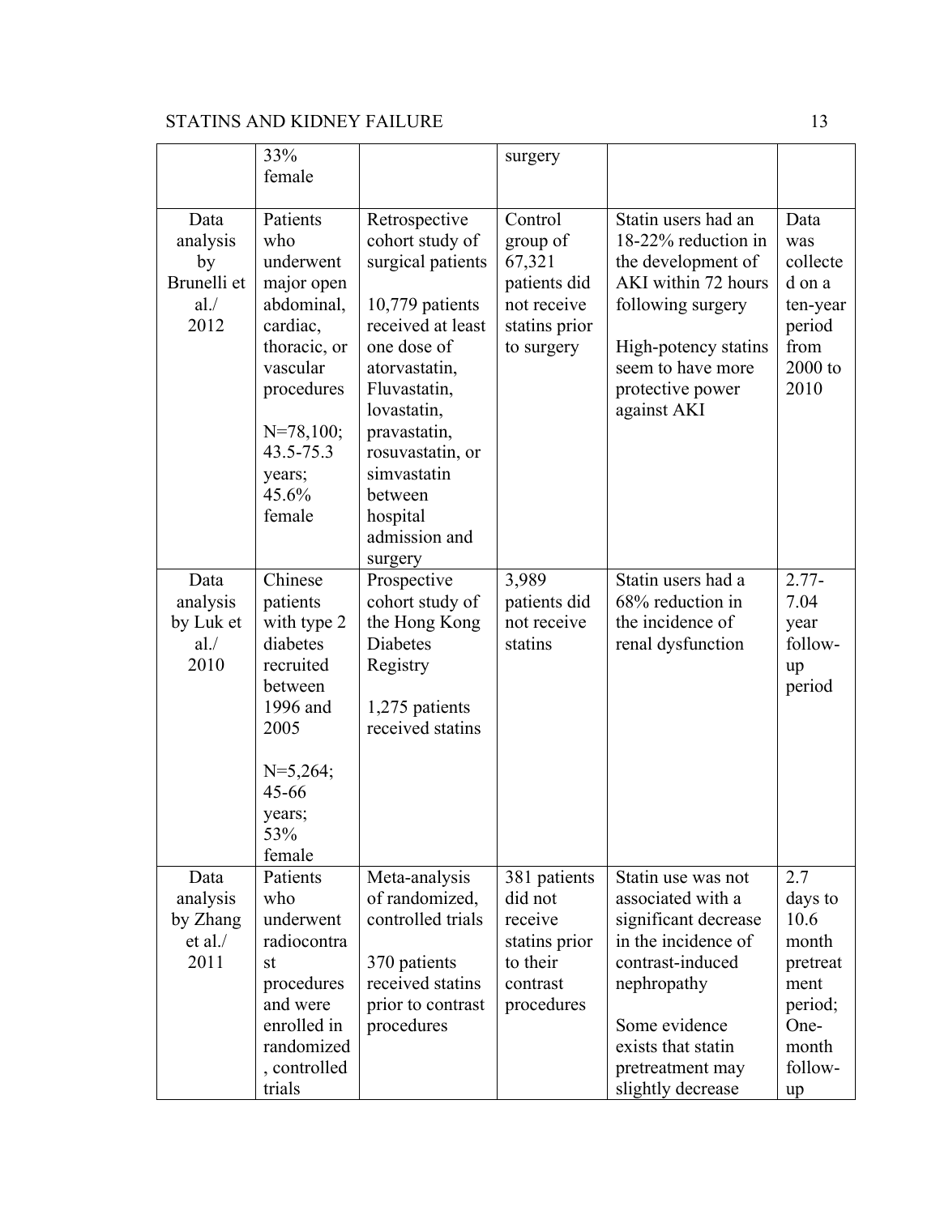|  |  |  |  |  |  |
|---|---|---|---|---|---|
|  | 33% female |  | surgery |  |  |
| Data analysis by Brunelli et al./ 2012 | Patients who underwent major open abdominal, cardiac, thoracic, or vascular procedures<br><br>N=78,100; 43.5-75.3 years; 45.6% female | Retrospective cohort study of surgical patients<br><br>10,779 patients received at least one dose of atorvastatin, Fluvastatin, lovastatin, pravastatin, rosuvastatin, or simvastatin between hospital admission and surgery | Control group of 67,321 patients did not receive statins prior to surgery | Statin users had an 18-22% reduction in the development of AKI within 72 hours following surgery<br><br>High-potency statins seem to have more protective power against AKI | Data was collected on a ten-year period from 2000 to 2010 |
| Data analysis by Luk et al./ 2010 | Chinese patients with type 2 diabetes recruited between 1996 and 2005<br><br>N=5,264; 45-66 years; 53% female | Prospective cohort study of the Hong Kong Diabetes Registry<br><br>1,275 patients received statins | 3,989 patients did not receive statins | Statin users had a 68% reduction in the incidence of renal dysfunction | 2.77-7.04 year follow-up period |
| Data analysis by Zhang et al./ 2011 | Patients who underwent radiocontrast procedures and were enrolled in randomized, controlled trials | Meta-analysis of randomized, controlled trials<br><br>370 patients received statins prior to contrast procedures | 381 patients did not receive statins prior to their contrast procedures | Statin use was not associated with a significant decrease in the incidence of contrast-induced nephropathy<br><br>Some evidence exists that statin pretreatment may slightly decrease | 2.7 days to 10.6 month pretreatment period; One-month follow-up |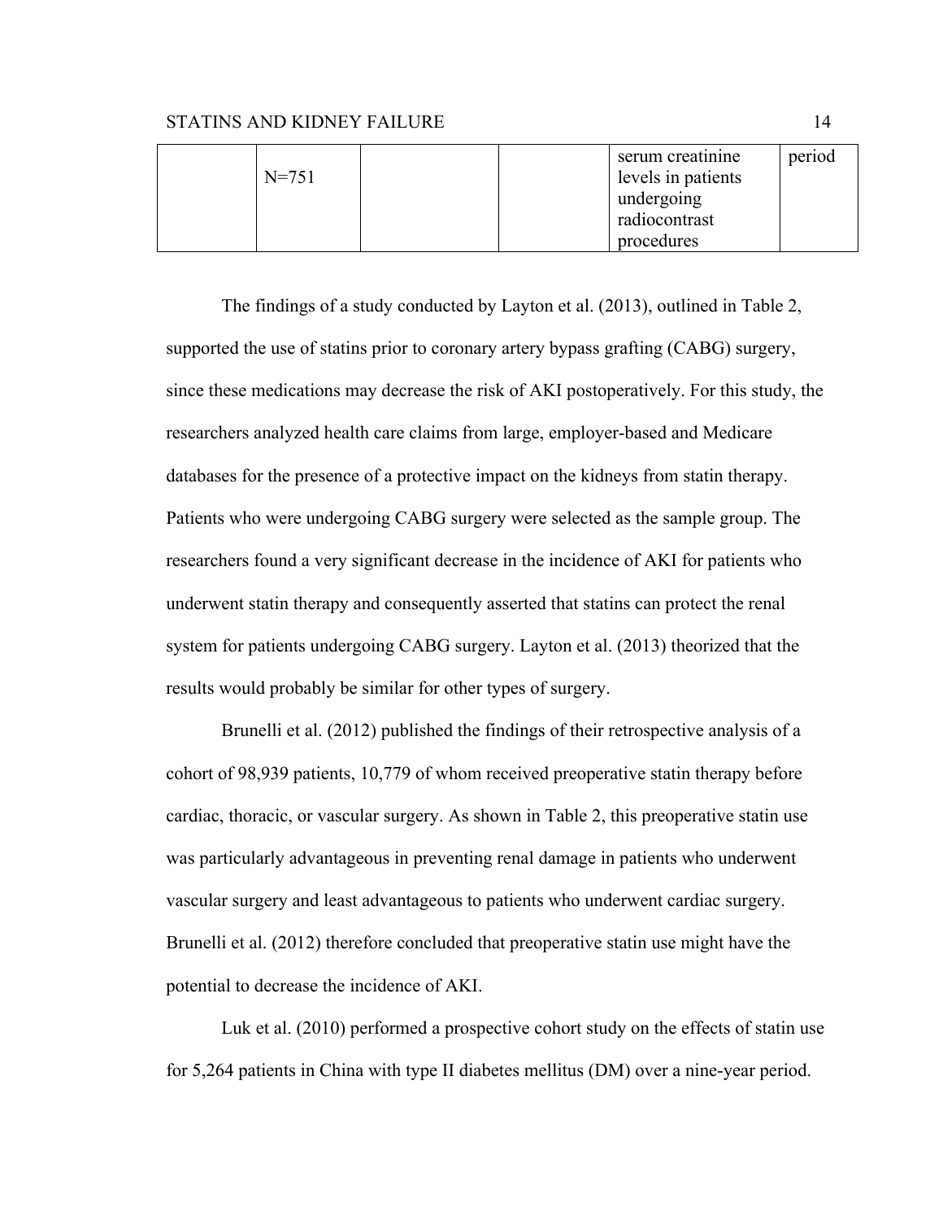| | | | | | |
|---|---|---|---|---|---|
| | N=751 | | | serum creatinine levels in patients undergoing radiocontrast procedures | period |

The findings of a study conducted by Layton et al. (2013), outlined in Table 2, supported the use of statins prior to coronary artery bypass grafting (CABG) surgery, since these medications may decrease the risk of AKI postoperatively. For this study, the researchers analyzed health care claims from large, employer-based and Medicare databases for the presence of a protective impact on the kidneys from statin therapy. Patients who were undergoing CABG surgery were selected as the sample group. The researchers found a very significant decrease in the incidence of AKI for patients who underwent statin therapy and consequently asserted that statins can protect the renal system for patients undergoing CABG surgery. Layton et al. (2013) theorized that the results would probably be similar for other types of surgery.

Brunelli et al. (2012) published the findings of their retrospective analysis of a cohort of 98,939 patients, 10,779 of whom received preoperative statin therapy before cardiac, thoracic, or vascular surgery. As shown in Table 2, this preoperative statin use was particularly advantageous in preventing renal damage in patients who underwent vascular surgery and least advantageous to patients who underwent cardiac surgery. Brunelli et al. (2012) therefore concluded that preoperative statin use might have the potential to decrease the incidence of AKI.

Luk et al. (2010) performed a prospective cohort study on the effects of statin use for 5,264 patients in China with type II diabetes mellitus (DM) over a nine-year period.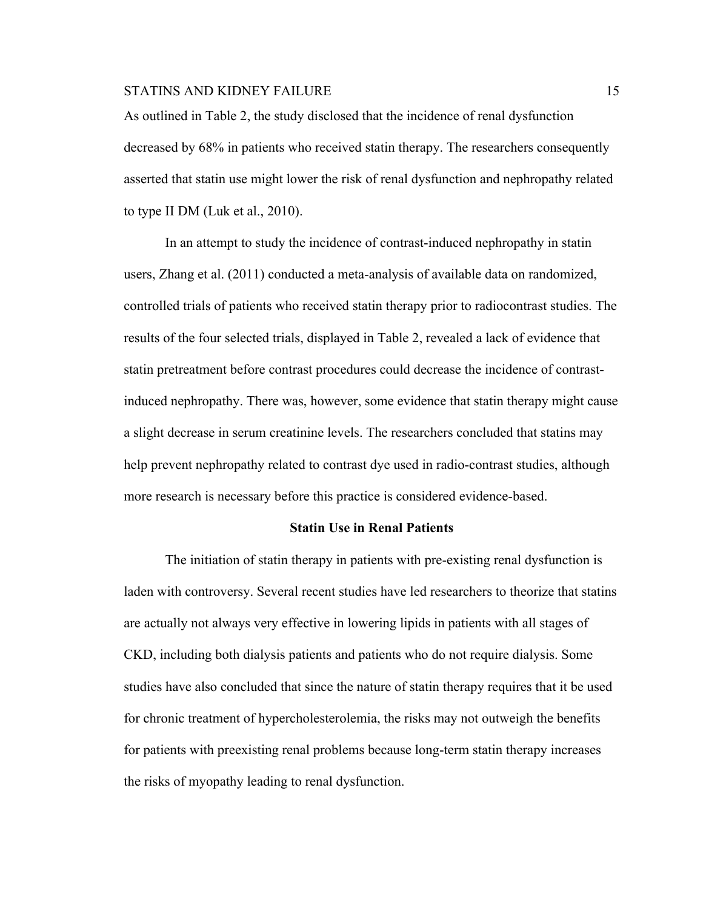As outlined in Table 2, the study disclosed that the incidence of renal dysfunction decreased by 68% in patients who received statin therapy. The researchers consequently asserted that statin use might lower the risk of renal dysfunction and nephropathy related to type II DM (Luk et al., 2010).

In an attempt to study the incidence of contrast-induced nephropathy in statin users, Zhang et al. (2011) conducted a meta-analysis of available data on randomized, controlled trials of patients who received statin therapy prior to radiocontrast studies. The results of the four selected trials, displayed in Table 2, revealed a lack of evidence that statin pretreatment before contrast procedures could decrease the incidence of contrast-induced nephropathy. There was, however, some evidence that statin therapy might cause a slight decrease in serum creatinine levels. The researchers concluded that statins may help prevent nephropathy related to contrast dye used in radio-contrast studies, although more research is necessary before this practice is considered evidence-based.

## Statin Use in Renal Patients

The initiation of statin therapy in patients with pre-existing renal dysfunction is laden with controversy. Several recent studies have led researchers to theorize that statins are actually not always very effective in lowering lipids in patients with all stages of CKD, including both dialysis patients and patients who do not require dialysis. Some studies have also concluded that since the nature of statin therapy requires that it be used for chronic treatment of hypercholesterolemia, the risks may not outweigh the benefits for patients with preexisting renal problems because long-term statin therapy increases the risks of myopathy leading to renal dysfunction.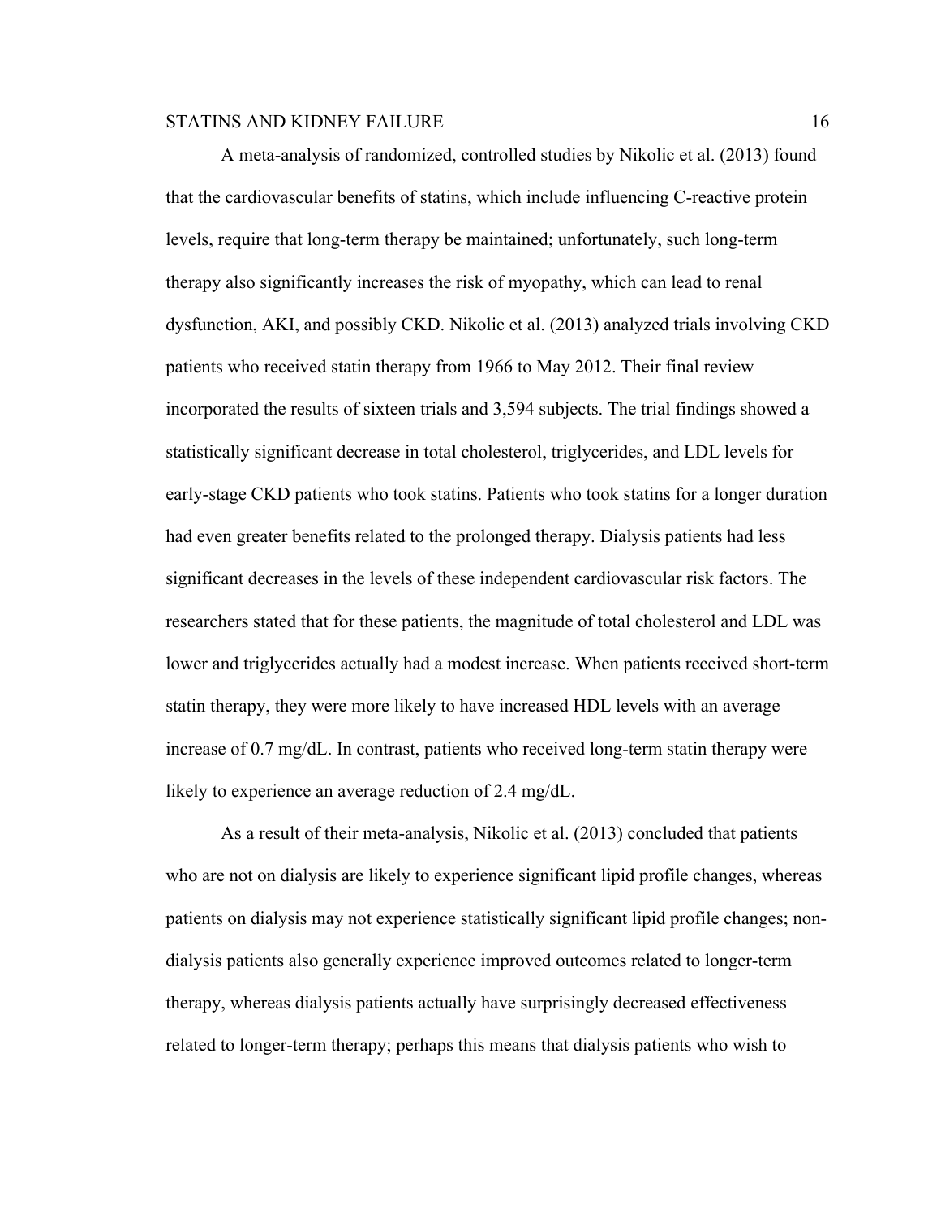A meta-analysis of randomized, controlled studies by Nikolic et al. (2013) found that the cardiovascular benefits of statins, which include influencing C-reactive protein levels, require that long-term therapy be maintained; unfortunately, such long-term therapy also significantly increases the risk of myopathy, which can lead to renal dysfunction, AKI, and possibly CKD. Nikolic et al. (2013) analyzed trials involving CKD patients who received statin therapy from 1966 to May 2012. Their final review incorporated the results of sixteen trials and 3,594 subjects. The trial findings showed a statistically significant decrease in total cholesterol, triglycerides, and LDL levels for early-stage CKD patients who took statins. Patients who took statins for a longer duration had even greater benefits related to the prolonged therapy. Dialysis patients had less significant decreases in the levels of these independent cardiovascular risk factors. The researchers stated that for these patients, the magnitude of total cholesterol and LDL was lower and triglycerides actually had a modest increase. When patients received short-term statin therapy, they were more likely to have increased HDL levels with an average increase of 0.7 mg/dL. In contrast, patients who received long-term statin therapy were likely to experience an average reduction of 2.4 mg/dL.

As a result of their meta-analysis, Nikolic et al. (2013) concluded that patients who are not on dialysis are likely to experience significant lipid profile changes, whereas patients on dialysis may not experience statistically significant lipid profile changes; non-dialysis patients also generally experience improved outcomes related to longer-term therapy, whereas dialysis patients actually have surprisingly decreased effectiveness related to longer-term therapy; perhaps this means that dialysis patients who wish to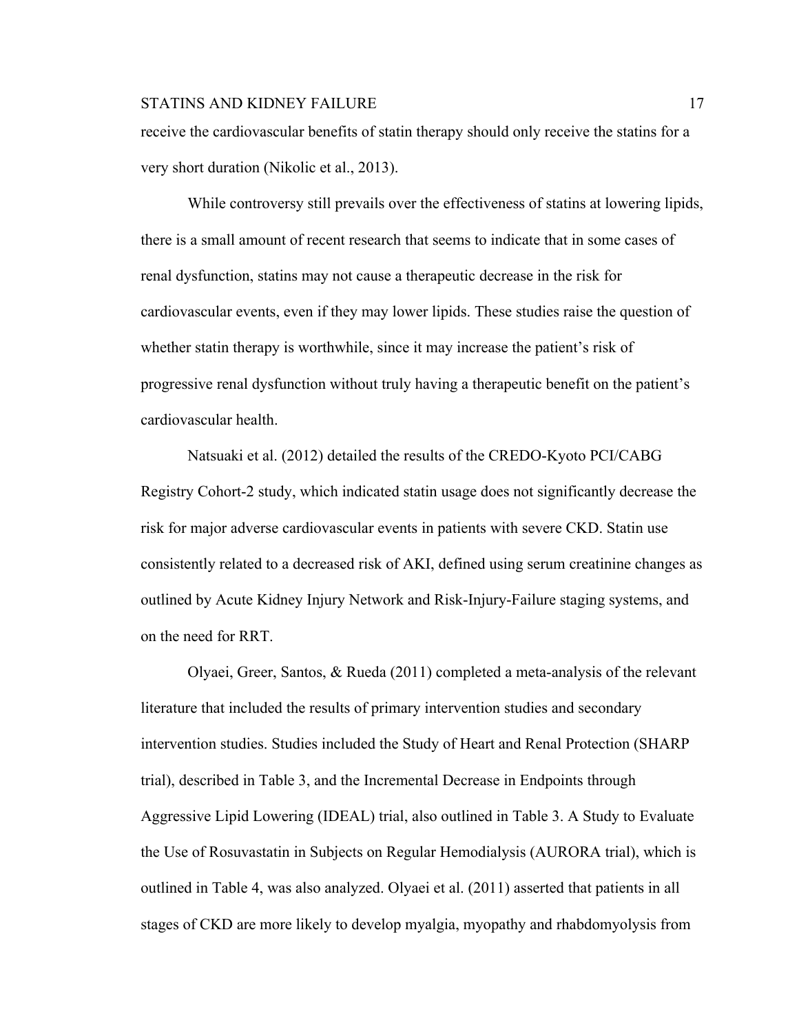receive the cardiovascular benefits of statin therapy should only receive the statins for a very short duration (Nikolic et al., 2013).

While controversy still prevails over the effectiveness of statins at lowering lipids, there is a small amount of recent research that seems to indicate that in some cases of renal dysfunction, statins may not cause a therapeutic decrease in the risk for cardiovascular events, even if they may lower lipids. These studies raise the question of whether statin therapy is worthwhile, since it may increase the patient's risk of progressive renal dysfunction without truly having a therapeutic benefit on the patient's cardiovascular health.

Natsuaki et al. (2012) detailed the results of the CREDO-Kyoto PCI/CABG Registry Cohort-2 study, which indicated statin usage does not significantly decrease the risk for major adverse cardiovascular events in patients with severe CKD. Statin use consistently related to a decreased risk of AKI, defined using serum creatinine changes as outlined by Acute Kidney Injury Network and Risk-Injury-Failure staging systems, and on the need for RRT.

Olyaei, Greer, Santos, & Rueda (2011) completed a meta-analysis of the relevant literature that included the results of primary intervention studies and secondary intervention studies. Studies included the Study of Heart and Renal Protection (SHARP trial), described in Table 3, and the Incremental Decrease in Endpoints through Aggressive Lipid Lowering (IDEAL) trial, also outlined in Table 3. A Study to Evaluate the Use of Rosuvastatin in Subjects on Regular Hemodialysis (AURORA trial), which is outlined in Table 4, was also analyzed. Olyaei et al. (2011) asserted that patients in all stages of CKD are more likely to develop myalgia, myopathy and rhabdomyolysis from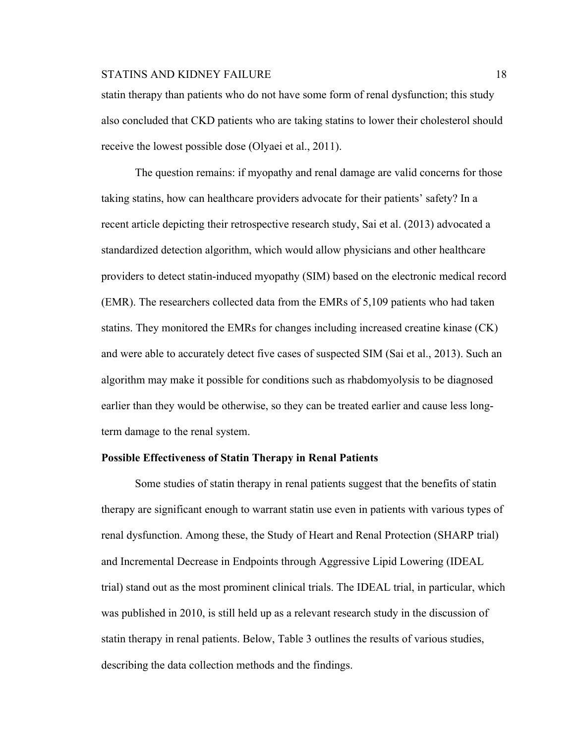statin therapy than patients who do not have some form of renal dysfunction; this study also concluded that CKD patients who are taking statins to lower their cholesterol should receive the lowest possible dose (Olyaei et al., 2011).

The question remains: if myopathy and renal damage are valid concerns for those taking statins, how can healthcare providers advocate for their patients' safety? In a recent article depicting their retrospective research study, Sai et al. (2013) advocated a standardized detection algorithm, which would allow physicians and other healthcare providers to detect statin-induced myopathy (SIM) based on the electronic medical record (EMR). The researchers collected data from the EMRs of 5,109 patients who had taken statins. They monitored the EMRs for changes including increased creatine kinase (CK) and were able to accurately detect five cases of suspected SIM (Sai et al., 2013). Such an algorithm may make it possible for conditions such as rhabdomyolysis to be diagnosed earlier than they would be otherwise, so they can be treated earlier and cause less long-term damage to the renal system.

**Possible Effectiveness of Statin Therapy in Renal Patients**

Some studies of statin therapy in renal patients suggest that the benefits of statin therapy are significant enough to warrant statin use even in patients with various types of renal dysfunction. Among these, the Study of Heart and Renal Protection (SHARP trial) and Incremental Decrease in Endpoints through Aggressive Lipid Lowering (IDEAL trial) stand out as the most prominent clinical trials. The IDEAL trial, in particular, which was published in 2010, is still held up as a relevant research study in the discussion of statin therapy in renal patients. Below, Table 3 outlines the results of various studies, describing the data collection methods and the findings.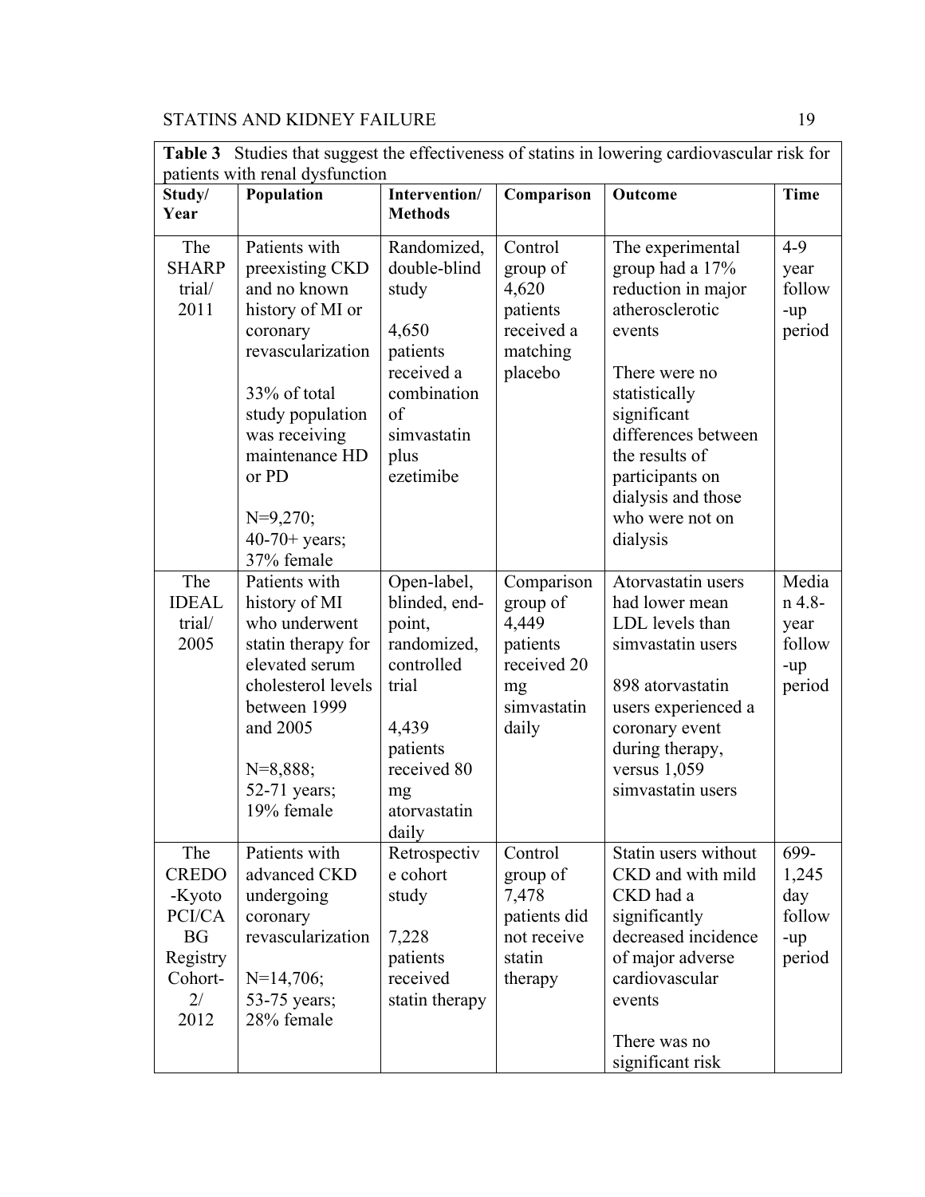**Table 3** Studies that suggest the effectiveness of statins in lowering cardiovascular risk for patients with renal dysfunction

| Study/ Year | Population | Intervention/ Methods | Comparison | Outcome | Time |
|---|---|---|---|---|---|
| The SHARP trial/ 2011 | Patients with preexisting CKD and no known history of MI or coronary revascularization<br><br>33% of total study population was receiving maintenance HD or PD<br><br>N=9,270; 40-70+ years; 37% female | Randomized, double-blind study<br><br>4,650 patients received a combination of simvastatin plus ezetimibe | Control group of 4,620 patients received a matching placebo | The experimental group had a 17% reduction in major atherosclerotic events<br><br>There were no statistically significant differences between the results of participants on dialysis and those who were not on dialysis | 4-9 year follow-up period |
| The IDEAL trial/ 2005 | Patients with history of MI who underwent statin therapy for elevated serum cholesterol levels between 1999 and 2005<br><br>N=8,888; 52-71 years; 19% female | Open-label, blinded, end-point, randomized, controlled trial<br><br>4,439 patients received 80 mg atorvastatin daily | Comparison group of 4,449 patients received 20 mg simvastatin daily | Atorvastatin users had lower mean LDL levels than simvastatin users<br><br>898 atorvastatin users experienced a coronary event during therapy, versus 1,059 simvastatin users | Median 4.8-year follow-up period |
| The CREDO-Kyoto PCI/CABG Registry Cohort-2/ 2012 | Patients with advanced CKD undergoing coronary revascularization<br><br>N=14,706; 53-75 years; 28% female | Retrospective cohort study<br><br>7,228 patients received statin therapy | Control group of 7,478 patients did not receive statin therapy | Statin users without CKD and with mild CKD had a significantly decreased incidence of major adverse cardiovascular events<br><br>There was no significant risk | 699-1,245 day follow-up period |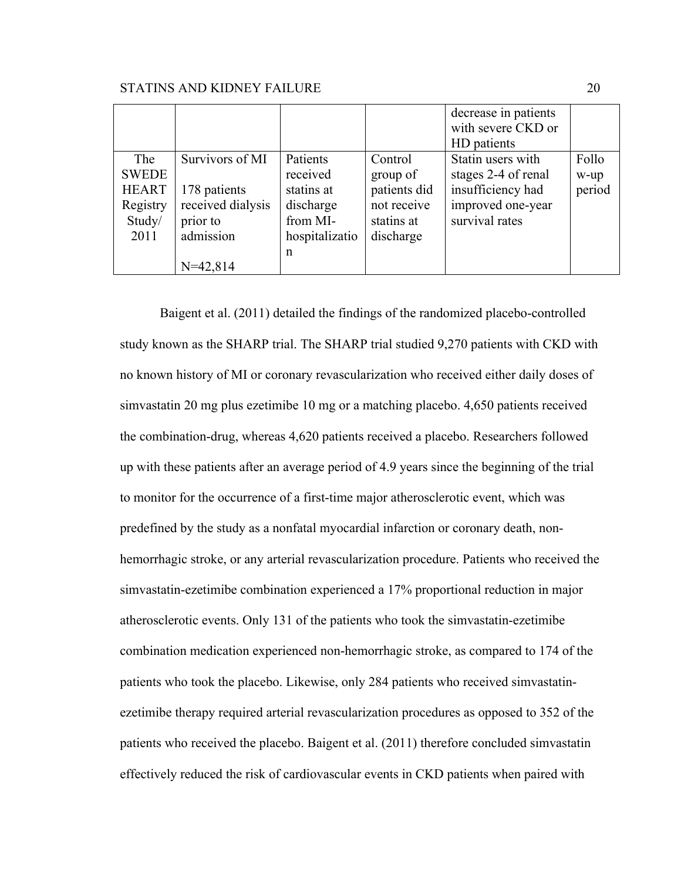| | | | | | |
|---|---|---|---|---|---|
| | | | | decrease in patients with severe CKD or HD patients | |
| The SWEDE HEART Registry Study/ 2011 | Survivors of MI<br><br>178 patients received dialysis prior to admission<br><br>N=42,814 | Patients received statins at discharge from MI-hospitalization | Control group of patients did not receive statins at discharge | Statin users with stages 2-4 of renal insufficiency had improved one-year survival rates | Follow-up period |

Baigent et al. (2011) detailed the findings of the randomized placebo-controlled study known as the SHARP trial. The SHARP trial studied 9,270 patients with CKD with no known history of MI or coronary revascularization who received either daily doses of simvastatin 20 mg plus ezetimibe 10 mg or a matching placebo. 4,650 patients received the combination-drug, whereas 4,620 patients received a placebo. Researchers followed up with these patients after an average period of 4.9 years since the beginning of the trial to monitor for the occurrence of a first-time major atherosclerotic event, which was predefined by the study as a nonfatal myocardial infarction or coronary death, non-hemorrhagic stroke, or any arterial revascularization procedure. Patients who received the simvastatin-ezetimibe combination experienced a 17% proportional reduction in major atherosclerotic events. Only 131 of the patients who took the simvastatin-ezetimibe combination medication experienced non-hemorrhagic stroke, as compared to 174 of the patients who took the placebo. Likewise, only 284 patients who received simvastatin-ezetimibe therapy required arterial revascularization procedures as opposed to 352 of the patients who received the placebo. Baigent et al. (2011) therefore concluded simvastatin effectively reduced the risk of cardiovascular events in CKD patients when paired with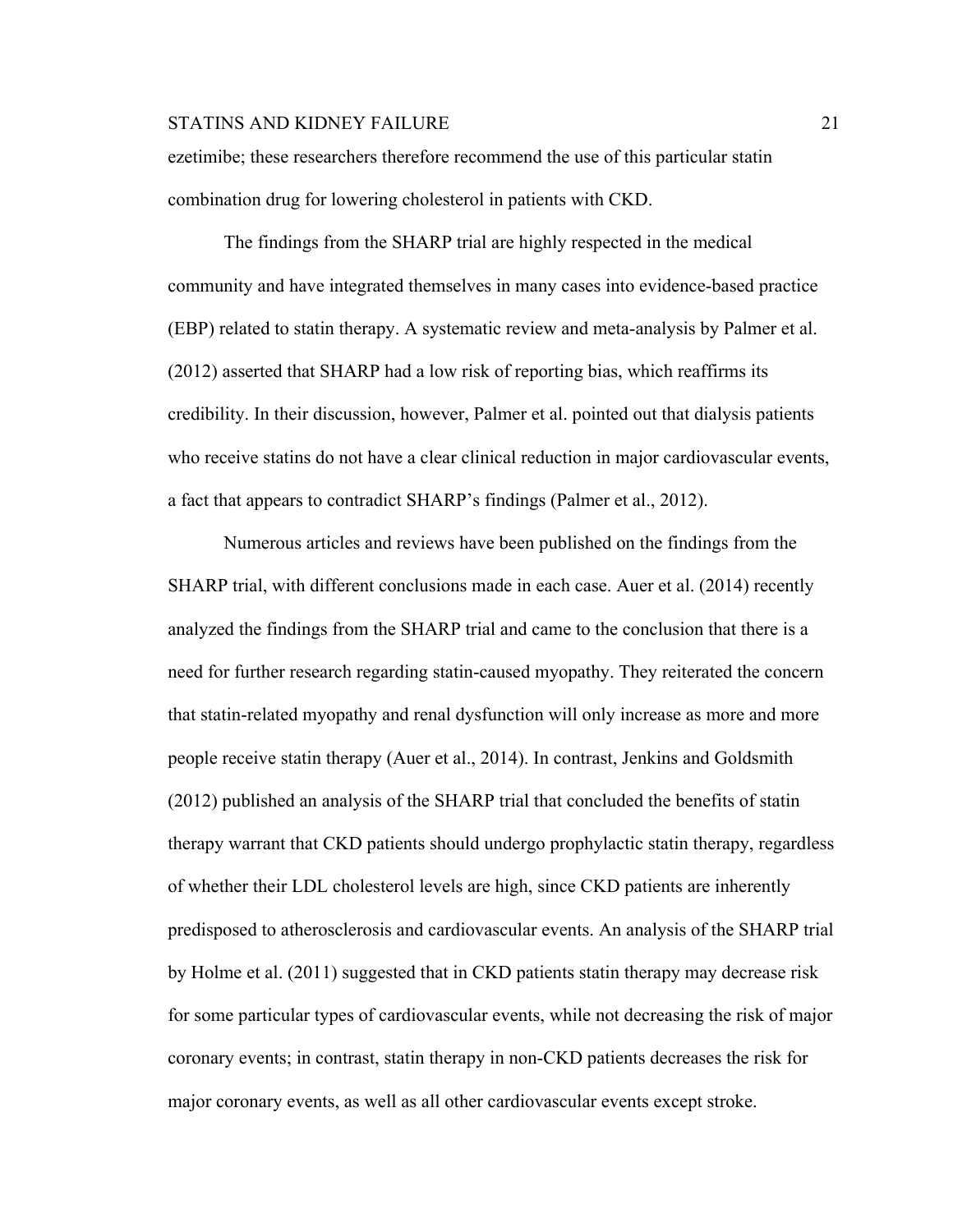ezetimibe; these researchers therefore recommend the use of this particular statin combination drug for lowering cholesterol in patients with CKD.

The findings from the SHARP trial are highly respected in the medical community and have integrated themselves in many cases into evidence-based practice (EBP) related to statin therapy. A systematic review and meta-analysis by Palmer et al. (2012) asserted that SHARP had a low risk of reporting bias, which reaffirms its credibility. In their discussion, however, Palmer et al. pointed out that dialysis patients who receive statins do not have a clear clinical reduction in major cardiovascular events, a fact that appears to contradict SHARP's findings (Palmer et al., 2012).

Numerous articles and reviews have been published on the findings from the SHARP trial, with different conclusions made in each case. Auer et al. (2014) recently analyzed the findings from the SHARP trial and came to the conclusion that there is a need for further research regarding statin-caused myopathy. They reiterated the concern that statin-related myopathy and renal dysfunction will only increase as more and more people receive statin therapy (Auer et al., 2014). In contrast, Jenkins and Goldsmith (2012) published an analysis of the SHARP trial that concluded the benefits of statin therapy warrant that CKD patients should undergo prophylactic statin therapy, regardless of whether their LDL cholesterol levels are high, since CKD patients are inherently predisposed to atherosclerosis and cardiovascular events. An analysis of the SHARP trial by Holme et al. (2011) suggested that in CKD patients statin therapy may decrease risk for some particular types of cardiovascular events, while not decreasing the risk of major coronary events; in contrast, statin therapy in non-CKD patients decreases the risk for major coronary events, as well as all other cardiovascular events except stroke.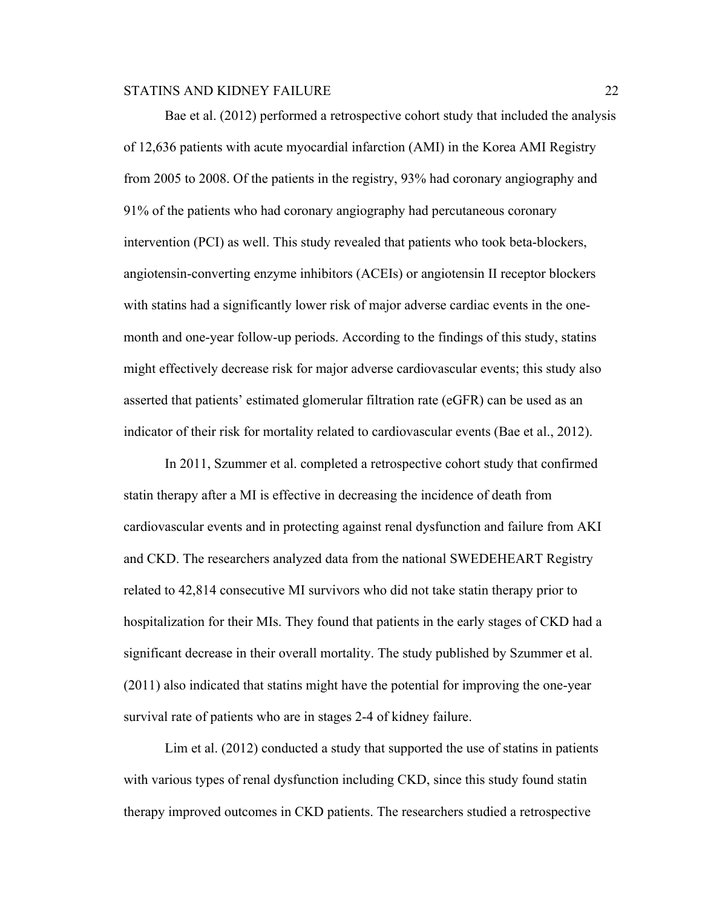Bae et al. (2012) performed a retrospective cohort study that included the analysis of 12,636 patients with acute myocardial infarction (AMI) in the Korea AMI Registry from 2005 to 2008. Of the patients in the registry, 93% had coronary angiography and 91% of the patients who had coronary angiography had percutaneous coronary intervention (PCI) as well. This study revealed that patients who took beta-blockers, angiotensin-converting enzyme inhibitors (ACEIs) or angiotensin II receptor blockers with statins had a significantly lower risk of major adverse cardiac events in the one-month and one-year follow-up periods. According to the findings of this study, statins might effectively decrease risk for major adverse cardiovascular events; this study also asserted that patients' estimated glomerular filtration rate (eGFR) can be used as an indicator of their risk for mortality related to cardiovascular events (Bae et al., 2012).

In 2011, Szummer et al. completed a retrospective cohort study that confirmed statin therapy after a MI is effective in decreasing the incidence of death from cardiovascular events and in protecting against renal dysfunction and failure from AKI and CKD. The researchers analyzed data from the national SWEDEHEART Registry related to 42,814 consecutive MI survivors who did not take statin therapy prior to hospitalization for their MIs. They found that patients in the early stages of CKD had a significant decrease in their overall mortality. The study published by Szummer et al. (2011) also indicated that statins might have the potential for improving the one-year survival rate of patients who are in stages 2-4 of kidney failure.

Lim et al. (2012) conducted a study that supported the use of statins in patients with various types of renal dysfunction including CKD, since this study found statin therapy improved outcomes in CKD patients. The researchers studied a retrospective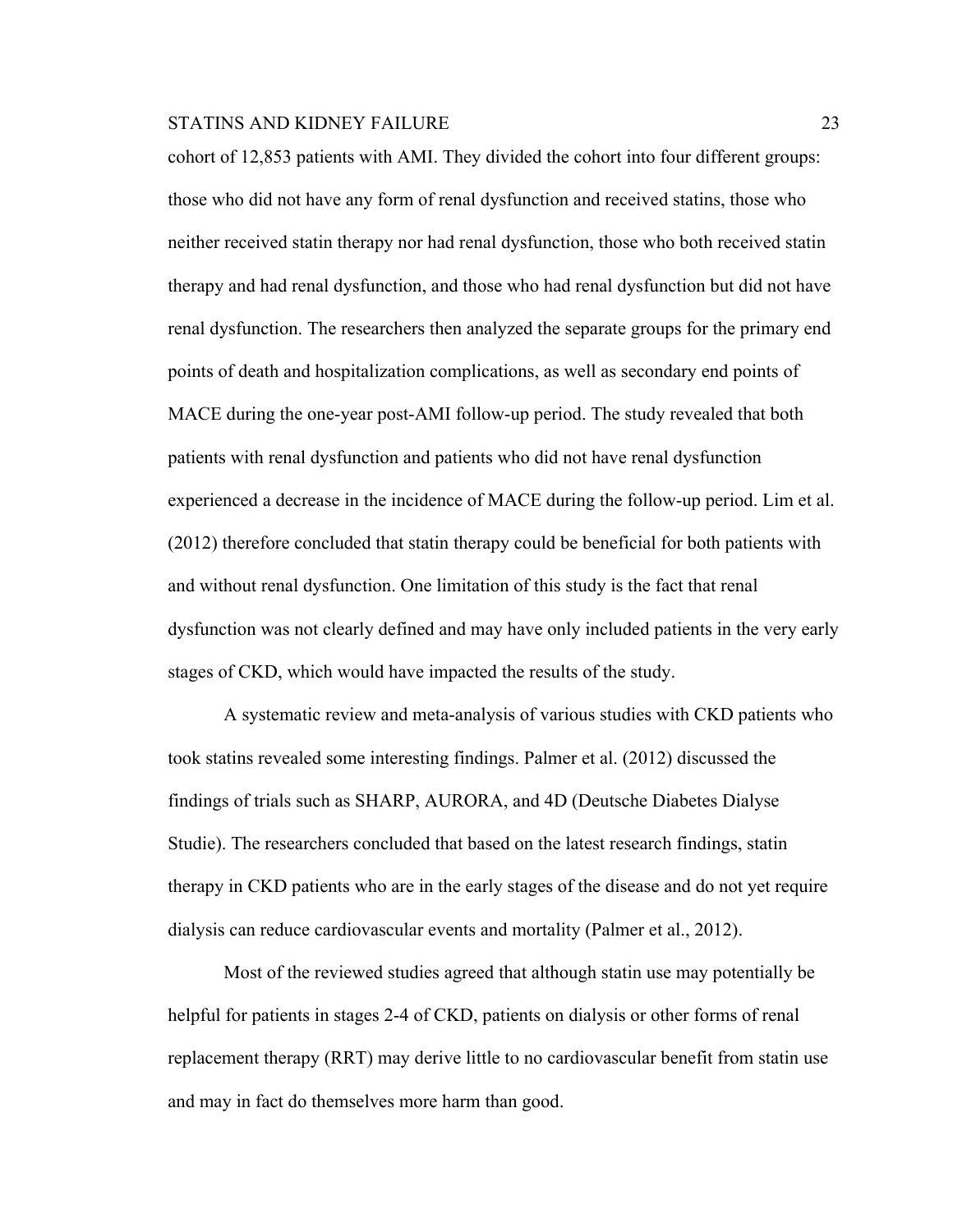cohort of 12,853 patients with AMI. They divided the cohort into four different groups: those who did not have any form of renal dysfunction and received statins, those who neither received statin therapy nor had renal dysfunction, those who both received statin therapy and had renal dysfunction, and those who had renal dysfunction but did not have renal dysfunction. The researchers then analyzed the separate groups for the primary end points of death and hospitalization complications, as well as secondary end points of MACE during the one-year post-AMI follow-up period. The study revealed that both patients with renal dysfunction and patients who did not have renal dysfunction experienced a decrease in the incidence of MACE during the follow-up period. Lim et al. (2012) therefore concluded that statin therapy could be beneficial for both patients with and without renal dysfunction. One limitation of this study is the fact that renal dysfunction was not clearly defined and may have only included patients in the very early stages of CKD, which would have impacted the results of the study.

A systematic review and meta-analysis of various studies with CKD patients who took statins revealed some interesting findings. Palmer et al. (2012) discussed the findings of trials such as SHARP, AURORA, and 4D (Deutsche Diabetes Dialyse Studie). The researchers concluded that based on the latest research findings, statin therapy in CKD patients who are in the early stages of the disease and do not yet require dialysis can reduce cardiovascular events and mortality (Palmer et al., 2012).

Most of the reviewed studies agreed that although statin use may potentially be helpful for patients in stages 2-4 of CKD, patients on dialysis or other forms of renal replacement therapy (RRT) may derive little to no cardiovascular benefit from statin use and may in fact do themselves more harm than good.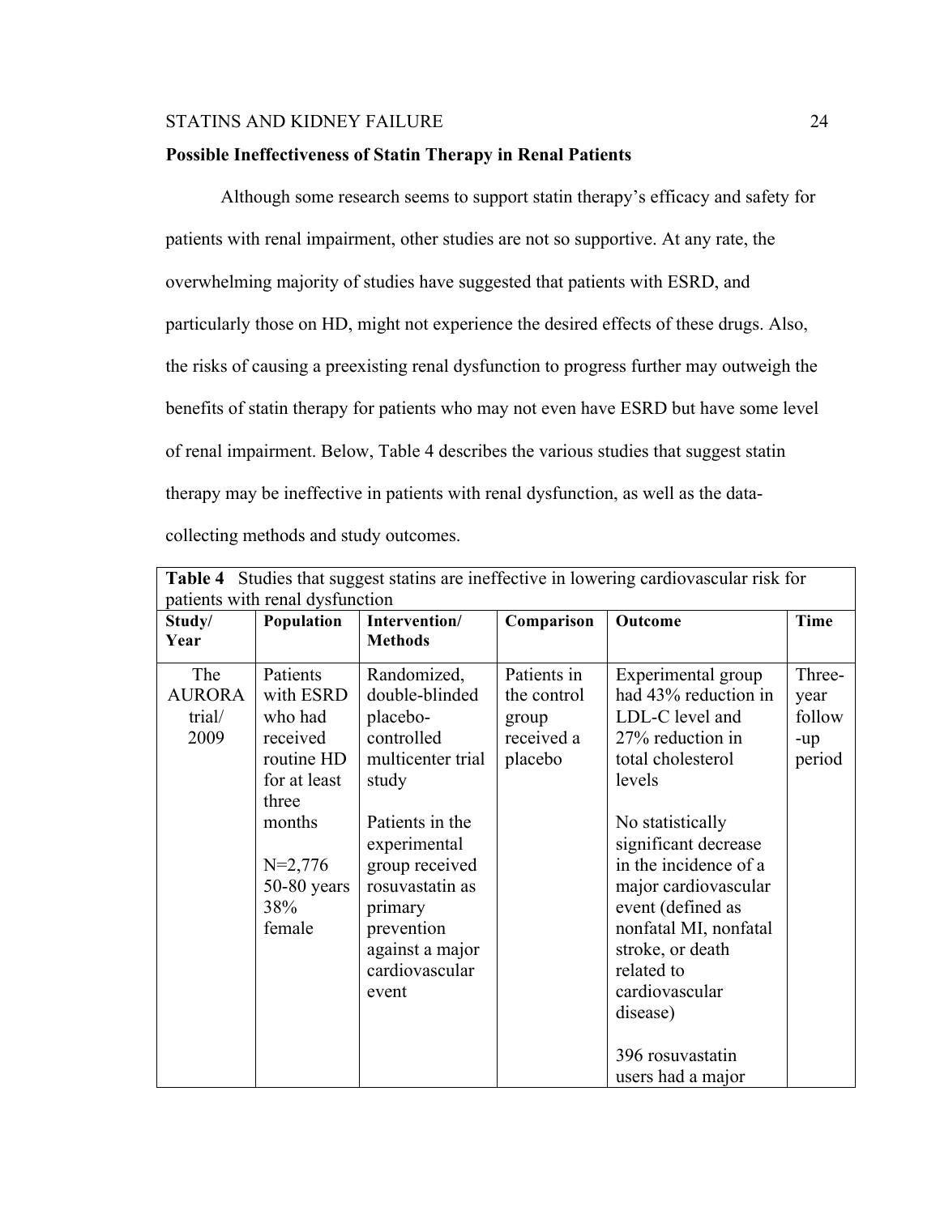**Possible Ineffectiveness of Statin Therapy in Renal Patients**

Although some research seems to support statin therapy's efficacy and safety for patients with renal impairment, other studies are not so supportive. At any rate, the overwhelming majority of studies have suggested that patients with ESRD, and particularly those on HD, might not experience the desired effects of these drugs. Also, the risks of causing a preexisting renal dysfunction to progress further may outweigh the benefits of statin therapy for patients who may not even have ESRD but have some level of renal impairment. Below, Table 4 describes the various studies that suggest statin therapy may be ineffective in patients with renal dysfunction, as well as the data-collecting methods and study outcomes.

**Table 4** Studies that suggest statins are ineffective in lowering cardiovascular risk for patients with renal dysfunction

| Study/ Year | Population | Intervention/ Methods | Comparison | Outcome | Time |
|---|---|---|---|---|---|
| The AURORA trial/ 2009 | Patients with ESRD who had received routine HD for at least three months<br><br>N=2,776<br>50-80 years<br>38% female | Randomized, double-blinded placebo-controlled multicenter trial study<br><br>Patients in the experimental group received rosuvastatin as primary prevention against a major cardiovascular event | Patients in the control group received a placebo | Experimental group had 43% reduction in LDL-C level and 27% reduction in total cholesterol levels<br><br>No statistically significant decrease in the incidence of a major cardiovascular event (defined as nonfatal MI, nonfatal stroke, or death related to cardiovascular disease)<br><br>396 rosuvastatin users had a major | Three-year follow-up period |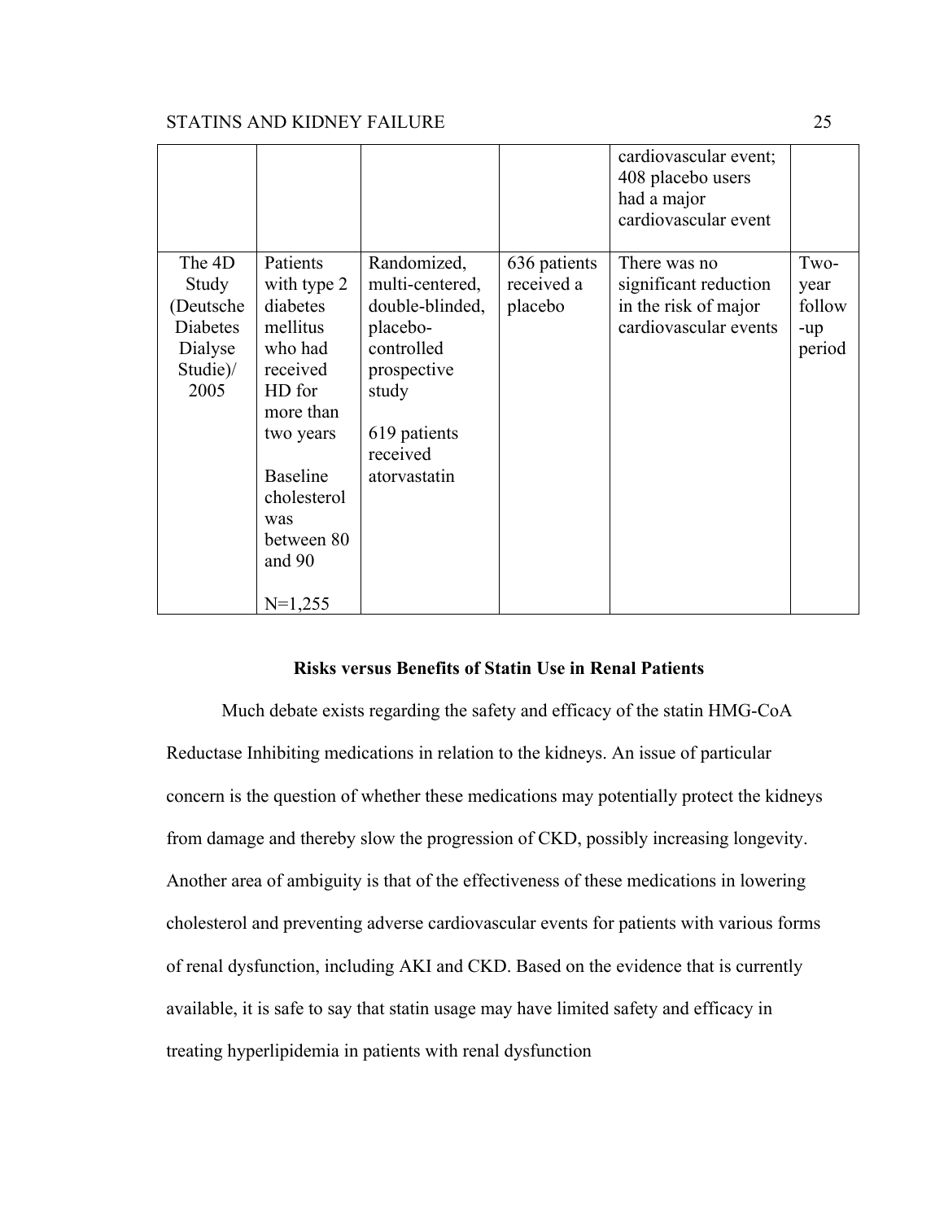| | | | | cardiovascular event; 408 placebo users had a major cardiovascular event | |
|---|---|---|---|---|---|
| The 4D Study (Deutsche Diabetes Dialyse Studie)/ 2005 | Patients with type 2 diabetes mellitus who had received HD for more than two years<br><br>Baseline cholesterol was between 80 and 90<br><br>N=1,255 | Randomized, multi-centered, double-blinded, placebo-controlled prospective study<br><br>619 patients received atorvastatin | 636 patients received a placebo | There was no significant reduction in the risk of major cardiovascular events | Two-year follow-up period |

### Risks versus Benefits of Statin Use in Renal Patients

Much debate exists regarding the safety and efficacy of the statin HMG-CoA Reductase Inhibiting medications in relation to the kidneys. An issue of particular concern is the question of whether these medications may potentially protect the kidneys from damage and thereby slow the progression of CKD, possibly increasing longevity. Another area of ambiguity is that of the effectiveness of these medications in lowering cholesterol and preventing adverse cardiovascular events for patients with various forms of renal dysfunction, including AKI and CKD. Based on the evidence that is currently available, it is safe to say that statin usage may have limited safety and efficacy in treating hyperlipidemia in patients with renal dysfunction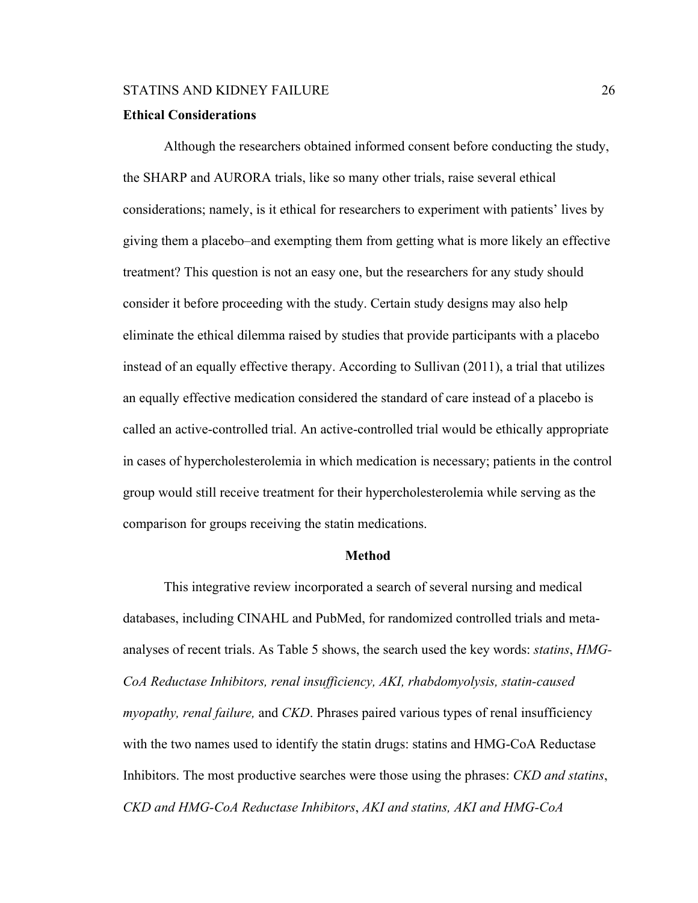**Ethical Considerations**

Although the researchers obtained informed consent before conducting the study, the SHARP and AURORA trials, like so many other trials, raise several ethical considerations; namely, is it ethical for researchers to experiment with patients' lives by giving them a placebo–and exempting them from getting what is more likely an effective treatment? This question is not an easy one, but the researchers for any study should consider it before proceeding with the study. Certain study designs may also help eliminate the ethical dilemma raised by studies that provide participants with a placebo instead of an equally effective therapy. According to Sullivan (2011), a trial that utilizes an equally effective medication considered the standard of care instead of a placebo is called an active-controlled trial. An active-controlled trial would be ethically appropriate in cases of hypercholesterolemia in which medication is necessary; patients in the control group would still receive treatment for their hypercholesterolemia while serving as the comparison for groups receiving the statin medications.

## Method

This integrative review incorporated a search of several nursing and medical databases, including CINAHL and PubMed, for randomized controlled trials and meta-analyses of recent trials. As Table 5 shows, the search used the key words: *statins*, *HMG-CoA Reductase Inhibitors, renal insufficiency, AKI, rhabdomyolysis, statin-caused myopathy, renal failure,* and *CKD*. Phrases paired various types of renal insufficiency with the two names used to identify the statin drugs: statins and HMG-CoA Reductase Inhibitors. The most productive searches were those using the phrases: *CKD and statins*, *CKD and HMG-CoA Reductase Inhibitors*, *AKI and statins, AKI and HMG-CoA*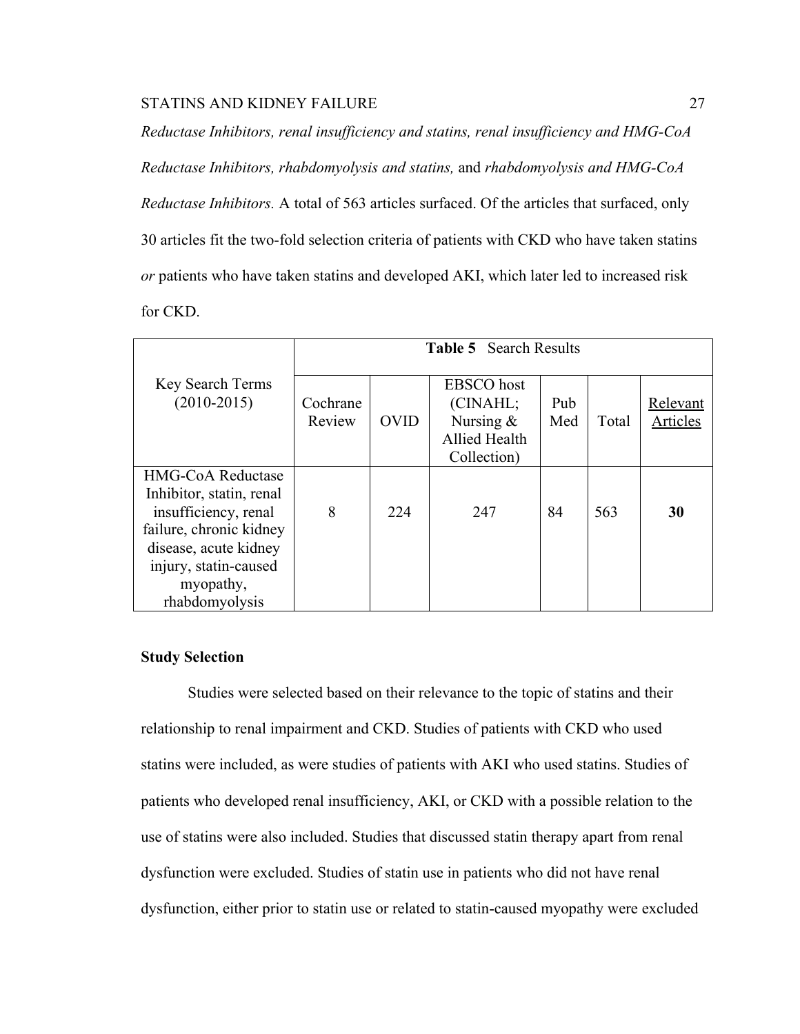*Reductase Inhibitors, renal insufficiency and statins, renal insufficiency and HMG-CoA Reductase Inhibitors, rhabdomyolysis and statins,* and *rhabdomyolysis and HMG-CoA Reductase Inhibitors.* A total of 563 articles surfaced. Of the articles that surfaced, only 30 articles fit the two-fold selection criteria of patients with CKD who have taken statins *or* patients who have taken statins and developed AKI, which later led to increased risk for CKD.

| Key Search Terms (2010-2015) | **Table 5** Search Results | | | | | |
|---|---|---|---|---|---|---|
| | Cochrane Review | OVID | EBSCO host (CINAHL; Nursing & Allied Health Collection) | Pub Med | Total | Relevant Articles |
| HMG-CoA Reductase Inhibitor, statin, renal insufficiency, renal failure, chronic kidney disease, acute kidney injury, statin-caused myopathy, rhabdomyolysis | 8 | 224 | 247 | 84 | 563 | **30** |

**Study Selection**

Studies were selected based on their relevance to the topic of statins and their relationship to renal impairment and CKD. Studies of patients with CKD who used statins were included, as were studies of patients with AKI who used statins. Studies of patients who developed renal insufficiency, AKI, or CKD with a possible relation to the use of statins were also included. Studies that discussed statin therapy apart from renal dysfunction were excluded. Studies of statin use in patients who did not have renal dysfunction, either prior to statin use or related to statin-caused myopathy were excluded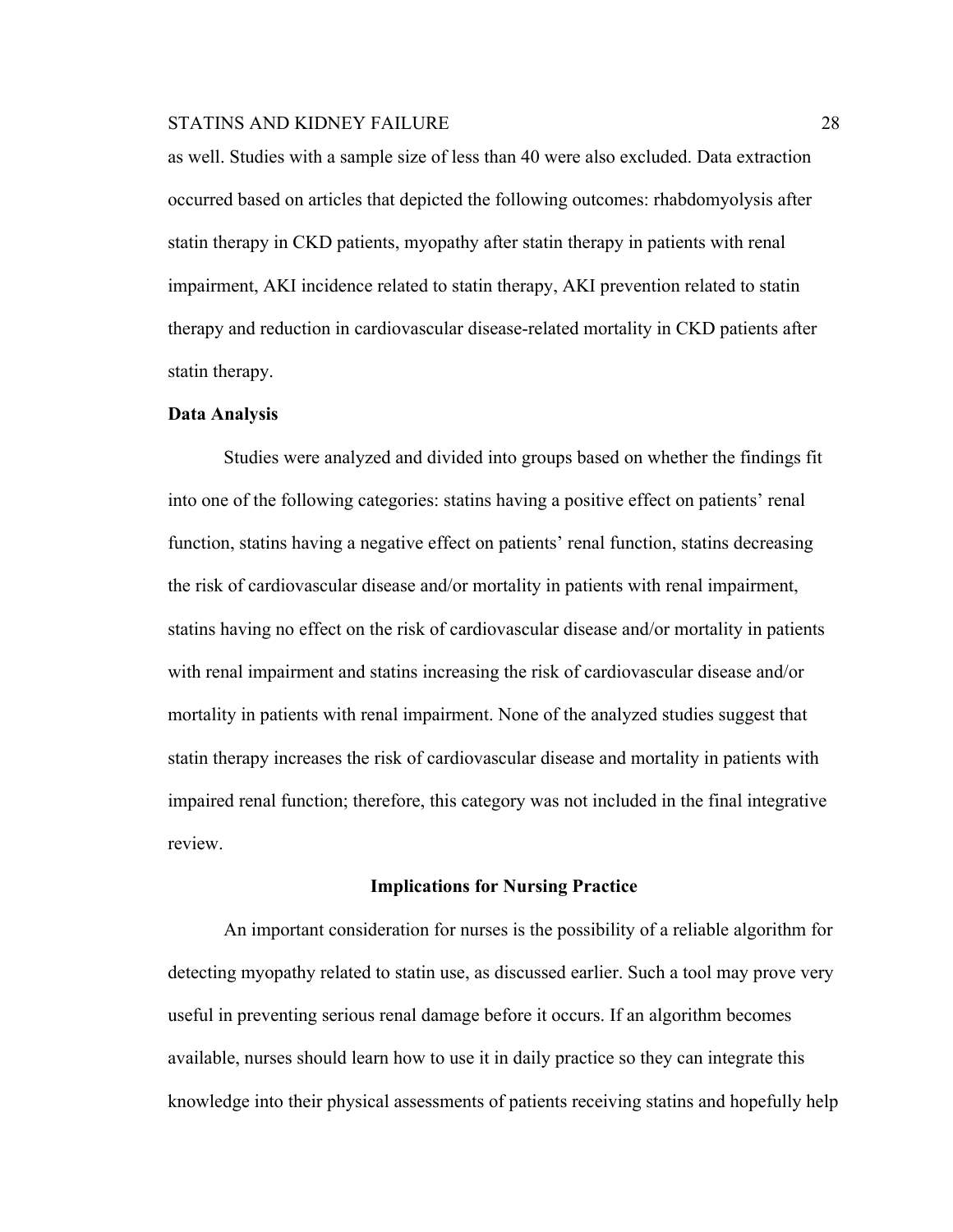as well. Studies with a sample size of less than 40 were also excluded. Data extraction occurred based on articles that depicted the following outcomes: rhabdomyolysis after statin therapy in CKD patients, myopathy after statin therapy in patients with renal impairment, AKI incidence related to statin therapy, AKI prevention related to statin therapy and reduction in cardiovascular disease-related mortality in CKD patients after statin therapy.

**Data Analysis**

Studies were analyzed and divided into groups based on whether the findings fit into one of the following categories: statins having a positive effect on patients' renal function, statins having a negative effect on patients' renal function, statins decreasing the risk of cardiovascular disease and/or mortality in patients with renal impairment, statins having no effect on the risk of cardiovascular disease and/or mortality in patients with renal impairment and statins increasing the risk of cardiovascular disease and/or mortality in patients with renal impairment. None of the analyzed studies suggest that statin therapy increases the risk of cardiovascular disease and mortality in patients with impaired renal function; therefore, this category was not included in the final integrative review.

## Implications for Nursing Practice

An important consideration for nurses is the possibility of a reliable algorithm for detecting myopathy related to statin use, as discussed earlier. Such a tool may prove very useful in preventing serious renal damage before it occurs. If an algorithm becomes available, nurses should learn how to use it in daily practice so they can integrate this knowledge into their physical assessments of patients receiving statins and hopefully help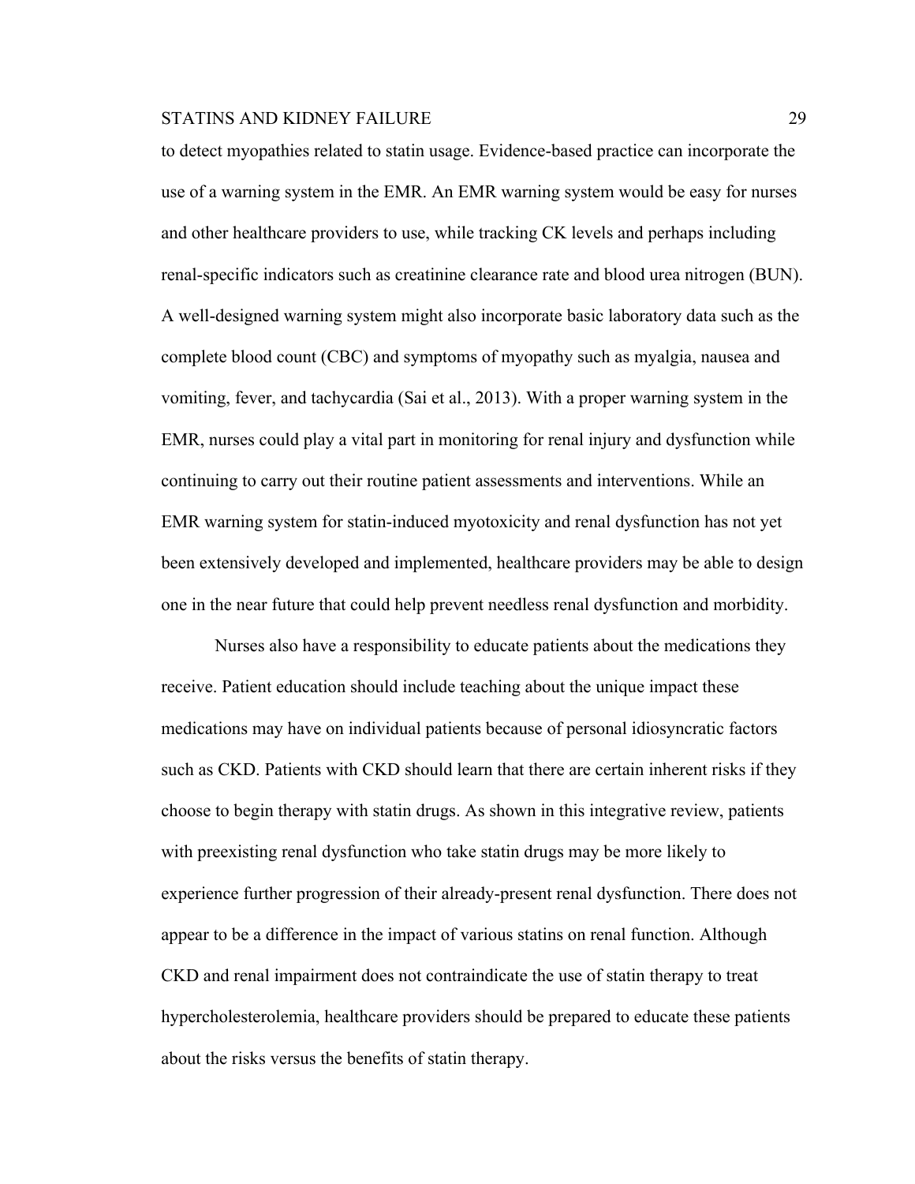to detect myopathies related to statin usage. Evidence-based practice can incorporate the use of a warning system in the EMR. An EMR warning system would be easy for nurses and other healthcare providers to use, while tracking CK levels and perhaps including renal-specific indicators such as creatinine clearance rate and blood urea nitrogen (BUN). A well-designed warning system might also incorporate basic laboratory data such as the complete blood count (CBC) and symptoms of myopathy such as myalgia, nausea and vomiting, fever, and tachycardia (Sai et al., 2013). With a proper warning system in the EMR, nurses could play a vital part in monitoring for renal injury and dysfunction while continuing to carry out their routine patient assessments and interventions. While an EMR warning system for statin-induced myotoxicity and renal dysfunction has not yet been extensively developed and implemented, healthcare providers may be able to design one in the near future that could help prevent needless renal dysfunction and morbidity.

Nurses also have a responsibility to educate patients about the medications they receive. Patient education should include teaching about the unique impact these medications may have on individual patients because of personal idiosyncratic factors such as CKD. Patients with CKD should learn that there are certain inherent risks if they choose to begin therapy with statin drugs. As shown in this integrative review, patients with preexisting renal dysfunction who take statin drugs may be more likely to experience further progression of their already-present renal dysfunction. There does not appear to be a difference in the impact of various statins on renal function. Although CKD and renal impairment does not contraindicate the use of statin therapy to treat hypercholesterolemia, healthcare providers should be prepared to educate these patients about the risks versus the benefits of statin therapy.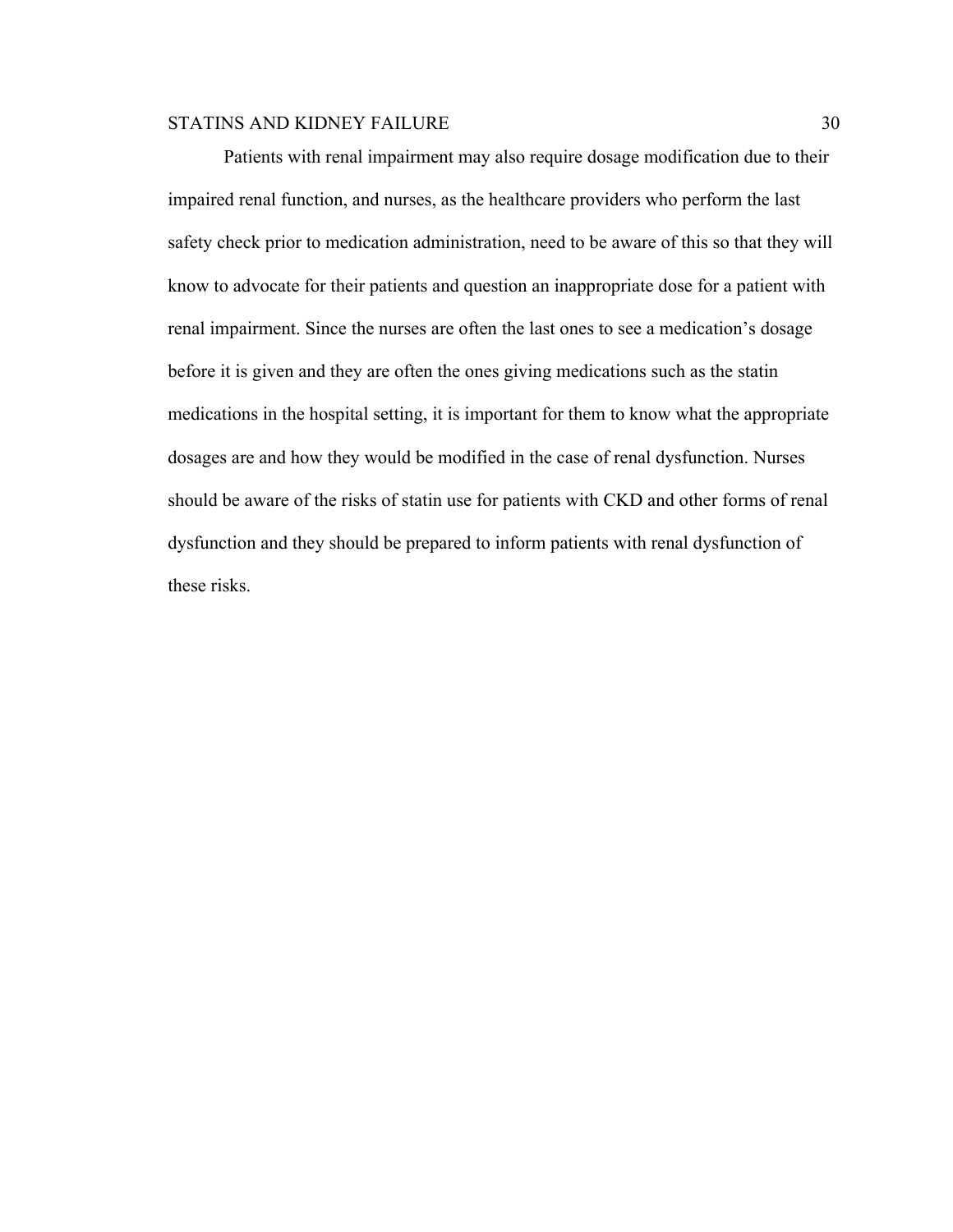Patients with renal impairment may also require dosage modification due to their impaired renal function, and nurses, as the healthcare providers who perform the last safety check prior to medication administration, need to be aware of this so that they will know to advocate for their patients and question an inappropriate dose for a patient with renal impairment. Since the nurses are often the last ones to see a medication's dosage before it is given and they are often the ones giving medications such as the statin medications in the hospital setting, it is important for them to know what the appropriate dosages are and how they would be modified in the case of renal dysfunction. Nurses should be aware of the risks of statin use for patients with CKD and other forms of renal dysfunction and they should be prepared to inform patients with renal dysfunction of these risks.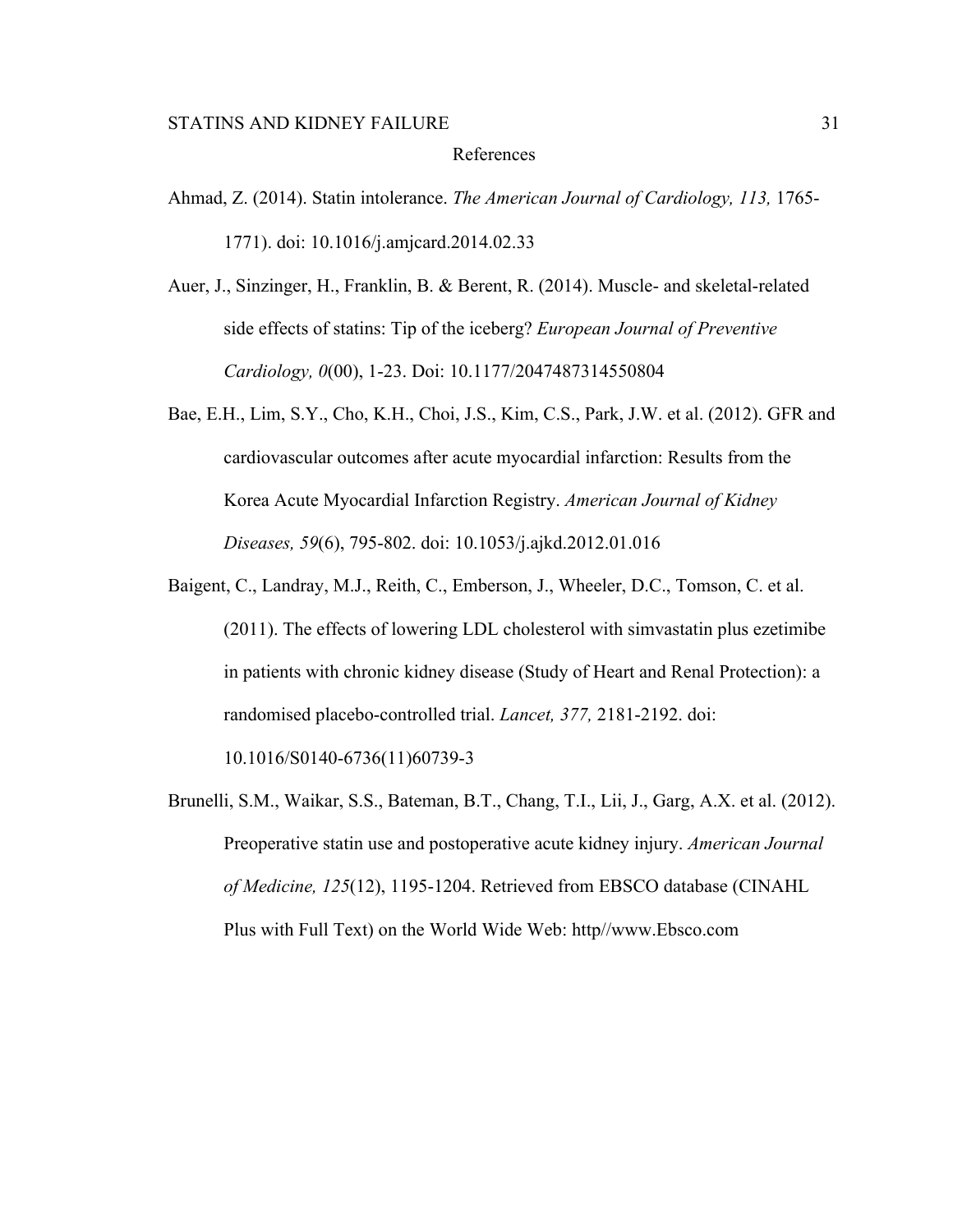# References

Ahmad, Z. (2014). Statin intolerance. *The American Journal of Cardiology, 113,* 1765-1771). doi: 10.1016/j.amjcard.2014.02.33

Auer, J., Sinzinger, H., Franklin, B. & Berent, R. (2014). Muscle- and skeletal-related side effects of statins: Tip of the iceberg? *European Journal of Preventive Cardiology, 0*(00), 1-23. Doi: 10.1177/2047487314550804

Bae, E.H., Lim, S.Y., Cho, K.H., Choi, J.S., Kim, C.S., Park, J.W. et al. (2012). GFR and cardiovascular outcomes after acute myocardial infarction: Results from the Korea Acute Myocardial Infarction Registry. *American Journal of Kidney Diseases, 59*(6), 795-802. doi: 10.1053/j.ajkd.2012.01.016

Baigent, C., Landray, M.J., Reith, C., Emberson, J., Wheeler, D.C., Tomson, C. et al. (2011). The effects of lowering LDL cholesterol with simvastatin plus ezetimibe in patients with chronic kidney disease (Study of Heart and Renal Protection): a randomised placebo-controlled trial. *Lancet, 377,* 2181-2192. doi: 10.1016/S0140-6736(11)60739-3

Brunelli, S.M., Waikar, S.S., Bateman, B.T., Chang, T.I., Lii, J., Garg, A.X. et al. (2012). Preoperative statin use and postoperative acute kidney injury. *American Journal of Medicine, 125*(12), 1195-1204. Retrieved from EBSCO database (CINAHL Plus with Full Text) on the World Wide Web: http//www.Ebsco.com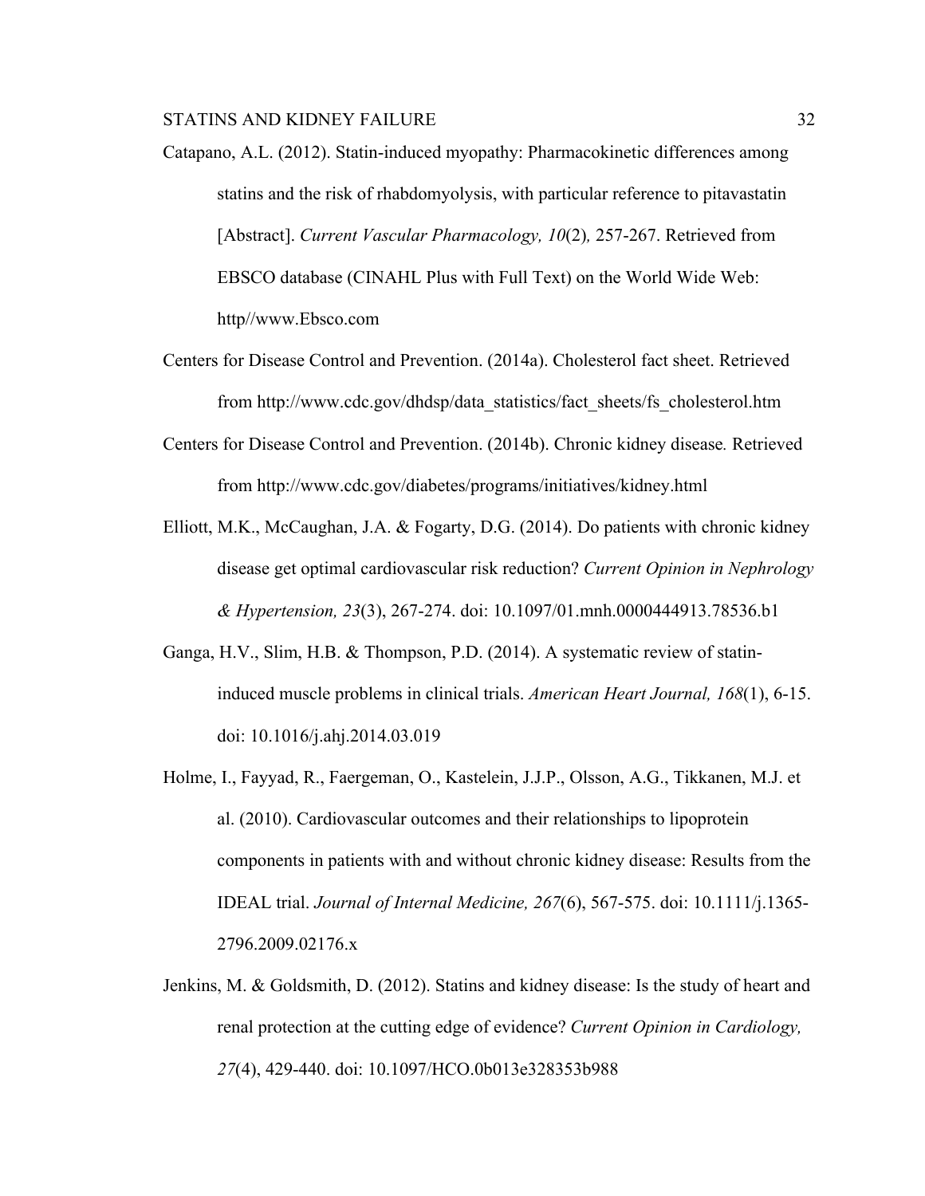Catapano, A.L. (2012). Statin-induced myopathy: Pharmacokinetic differences among statins and the risk of rhabdomyolysis, with particular reference to pitavastatin [Abstract]. *Current Vascular Pharmacology, 10*(2)*,* 257-267. Retrieved from EBSCO database (CINAHL Plus with Full Text) on the World Wide Web: http//www.Ebsco.com

Centers for Disease Control and Prevention. (2014a). Cholesterol fact sheet. Retrieved from http://www.cdc.gov/dhdsp/data_statistics/fact_sheets/fs_cholesterol.htm

Centers for Disease Control and Prevention. (2014b). Chronic kidney disease*.* Retrieved from http://www.cdc.gov/diabetes/programs/initiatives/kidney.html

Elliott, M.K., McCaughan, J.A. & Fogarty, D.G. (2014). Do patients with chronic kidney disease get optimal cardiovascular risk reduction? *Current Opinion in Nephrology & Hypertension, 23*(3), 267-274. doi: 10.1097/01.mnh.0000444913.78536.b1

Ganga, H.V., Slim, H.B. & Thompson, P.D. (2014). A systematic review of statin-induced muscle problems in clinical trials. *American Heart Journal, 168*(1), 6-15. doi: 10.1016/j.ahj.2014.03.019

Holme, I., Fayyad, R., Faergeman, O., Kastelein, J.J.P., Olsson, A.G., Tikkanen, M.J. et al. (2010). Cardiovascular outcomes and their relationships to lipoprotein components in patients with and without chronic kidney disease: Results from the IDEAL trial. *Journal of Internal Medicine, 267*(6), 567-575. doi: 10.1111/j.1365-2796.2009.02176.x

Jenkins, M. & Goldsmith, D. (2012). Statins and kidney disease: Is the study of heart and renal protection at the cutting edge of evidence? *Current Opinion in Cardiology, 27*(4), 429-440. doi: 10.1097/HCO.0b013e328353b988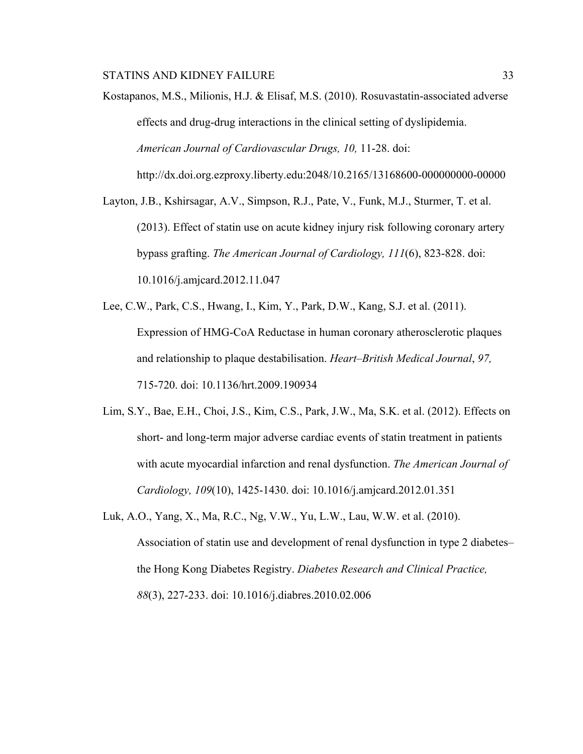Kostapanos, M.S., Milionis, H.J. & Elisaf, M.S. (2010). Rosuvastatin-associated adverse effects and drug-drug interactions in the clinical setting of dyslipidemia. *American Journal of Cardiovascular Drugs, 10,* 11-28. doi: http://dx.doi.org.ezproxy.liberty.edu:2048/10.2165/13168600-000000000-00000

Layton, J.B., Kshirsagar, A.V., Simpson, R.J., Pate, V., Funk, M.J., Sturmer, T. et al. (2013). Effect of statin use on acute kidney injury risk following coronary artery bypass grafting. *The American Journal of Cardiology, 111*(6), 823-828. doi: 10.1016/j.amjcard.2012.11.047

Lee, C.W., Park, C.S., Hwang, I., Kim, Y., Park, D.W., Kang, S.J. et al. (2011). Expression of HMG-CoA Reductase in human coronary atherosclerotic plaques and relationship to plaque destabilisation. *Heart–British Medical Journal*, *97,* 715-720. doi: 10.1136/hrt.2009.190934

Lim, S.Y., Bae, E.H., Choi, J.S., Kim, C.S., Park, J.W., Ma, S.K. et al. (2012). Effects on short- and long-term major adverse cardiac events of statin treatment in patients with acute myocardial infarction and renal dysfunction. *The American Journal of Cardiology, 109*(10), 1425-1430. doi: 10.1016/j.amjcard.2012.01.351

Luk, A.O., Yang, X., Ma, R.C., Ng, V.W., Yu, L.W., Lau, W.W. et al. (2010). Association of statin use and development of renal dysfunction in type 2 diabetes– the Hong Kong Diabetes Registry. *Diabetes Research and Clinical Practice, 88*(3), 227-233. doi: 10.1016/j.diabres.2010.02.006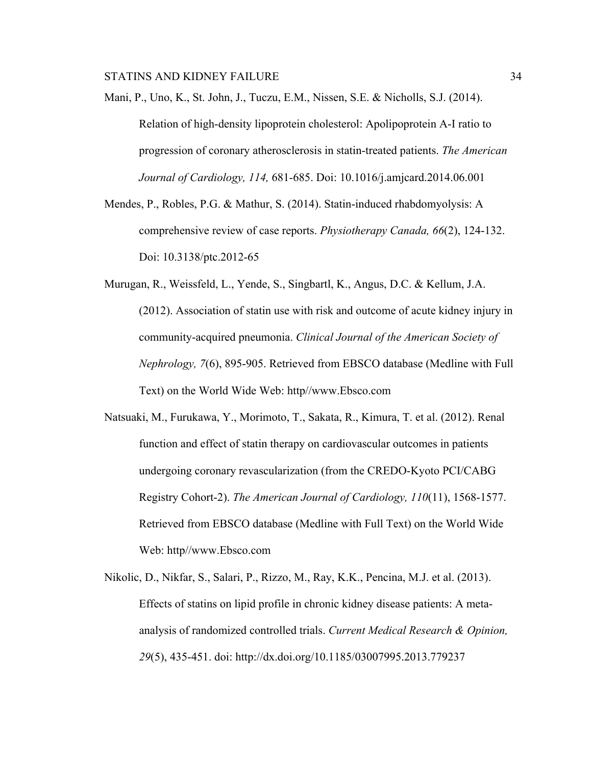Mani, P., Uno, K., St. John, J., Tuczu, E.M., Nissen, S.E. & Nicholls, S.J. (2014). Relation of high-density lipoprotein cholesterol: Apolipoprotein A-I ratio to progression of coronary atherosclerosis in statin-treated patients. *The American Journal of Cardiology, 114,* 681-685. Doi: 10.1016/j.amjcard.2014.06.001

Mendes, P., Robles, P.G. & Mathur, S. (2014). Statin-induced rhabdomyolysis: A comprehensive review of case reports. *Physiotherapy Canada, 66*(2), 124-132. Doi: 10.3138/ptc.2012-65

Murugan, R., Weissfeld, L., Yende, S., Singbartl, K., Angus, D.C. & Kellum, J.A. (2012). Association of statin use with risk and outcome of acute kidney injury in community-acquired pneumonia. *Clinical Journal of the American Society of Nephrology, 7*(6), 895-905. Retrieved from EBSCO database (Medline with Full Text) on the World Wide Web: http//www.Ebsco.com

Natsuaki, M., Furukawa, Y., Morimoto, T., Sakata, R., Kimura, T. et al. (2012). Renal function and effect of statin therapy on cardiovascular outcomes in patients undergoing coronary revascularization (from the CREDO-Kyoto PCI/CABG Registry Cohort-2). *The American Journal of Cardiology, 110*(11), 1568-1577. Retrieved from EBSCO database (Medline with Full Text) on the World Wide Web: http//www.Ebsco.com

Nikolic, D., Nikfar, S., Salari, P., Rizzo, M., Ray, K.K., Pencina, M.J. et al. (2013). Effects of statins on lipid profile in chronic kidney disease patients: A meta-analysis of randomized controlled trials. *Current Medical Research & Opinion, 29*(5), 435-451. doi: http://dx.doi.org/10.1185/03007995.2013.779237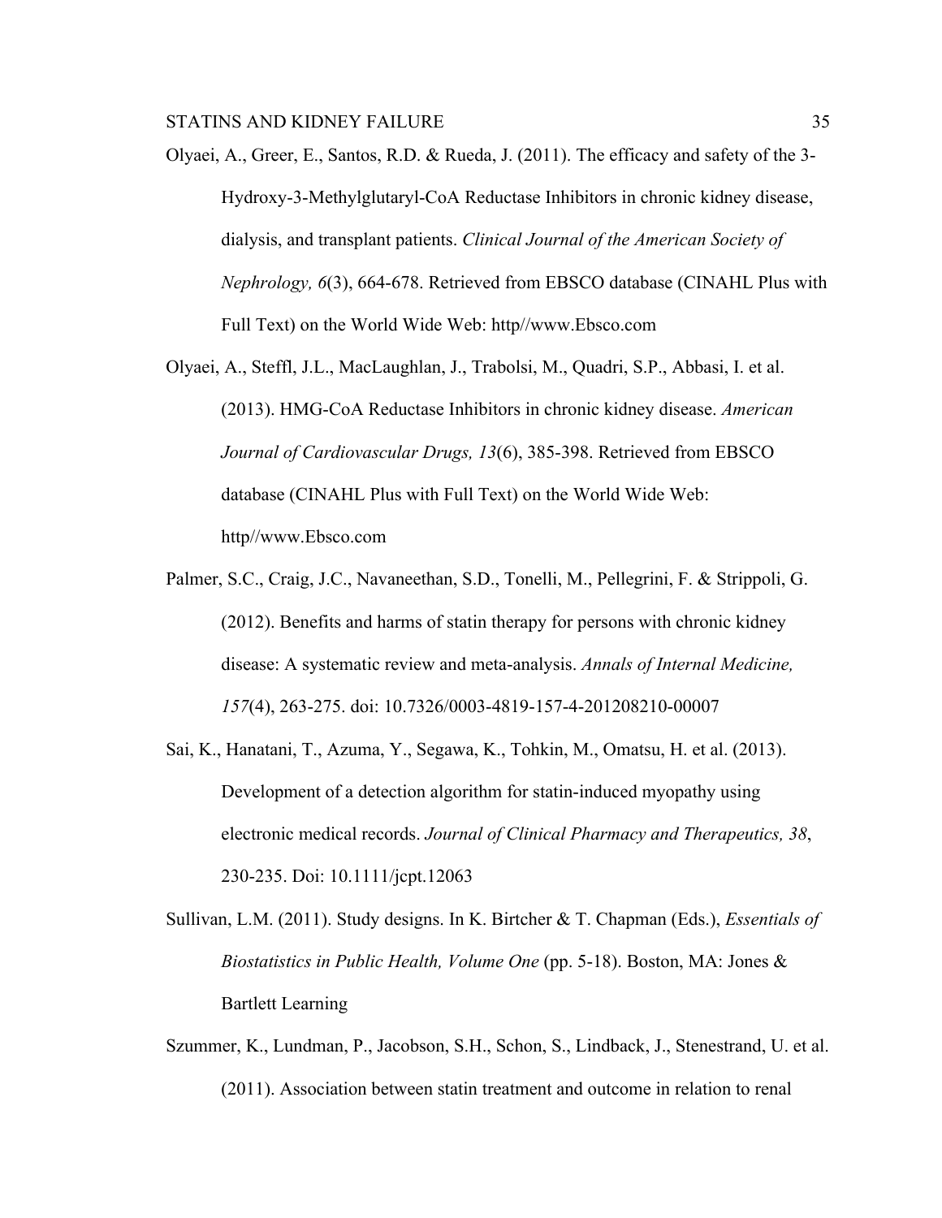Olyaei, A., Greer, E., Santos, R.D. & Rueda, J. (2011). The efficacy and safety of the 3-Hydroxy-3-Methylglutaryl-CoA Reductase Inhibitors in chronic kidney disease, dialysis, and transplant patients. *Clinical Journal of the American Society of Nephrology, 6*(3), 664-678. Retrieved from EBSCO database (CINAHL Plus with Full Text) on the World Wide Web: http//www.Ebsco.com

Olyaei, A., Steffl, J.L., MacLaughlan, J., Trabolsi, M., Quadri, S.P., Abbasi, I. et al. (2013). HMG-CoA Reductase Inhibitors in chronic kidney disease. *American Journal of Cardiovascular Drugs, 13*(6), 385-398. Retrieved from EBSCO database (CINAHL Plus with Full Text) on the World Wide Web: http//www.Ebsco.com

Palmer, S.C., Craig, J.C., Navaneethan, S.D., Tonelli, M., Pellegrini, F. & Strippoli, G. (2012). Benefits and harms of statin therapy for persons with chronic kidney disease: A systematic review and meta-analysis. *Annals of Internal Medicine, 157*(4), 263-275. doi: 10.7326/0003-4819-157-4-201208210-00007

Sai, K., Hanatani, T., Azuma, Y., Segawa, K., Tohkin, M., Omatsu, H. et al. (2013). Development of a detection algorithm for statin-induced myopathy using electronic medical records. *Journal of Clinical Pharmacy and Therapeutics, 38*, 230-235. Doi: 10.1111/jcpt.12063

Sullivan, L.M. (2011). Study designs. In K. Birtcher & T. Chapman (Eds.), *Essentials of Biostatistics in Public Health, Volume One* (pp. 5-18). Boston, MA: Jones & Bartlett Learning

Szummer, K., Lundman, P., Jacobson, S.H., Schon, S., Lindback, J., Stenestrand, U. et al. (2011). Association between statin treatment and outcome in relation to renal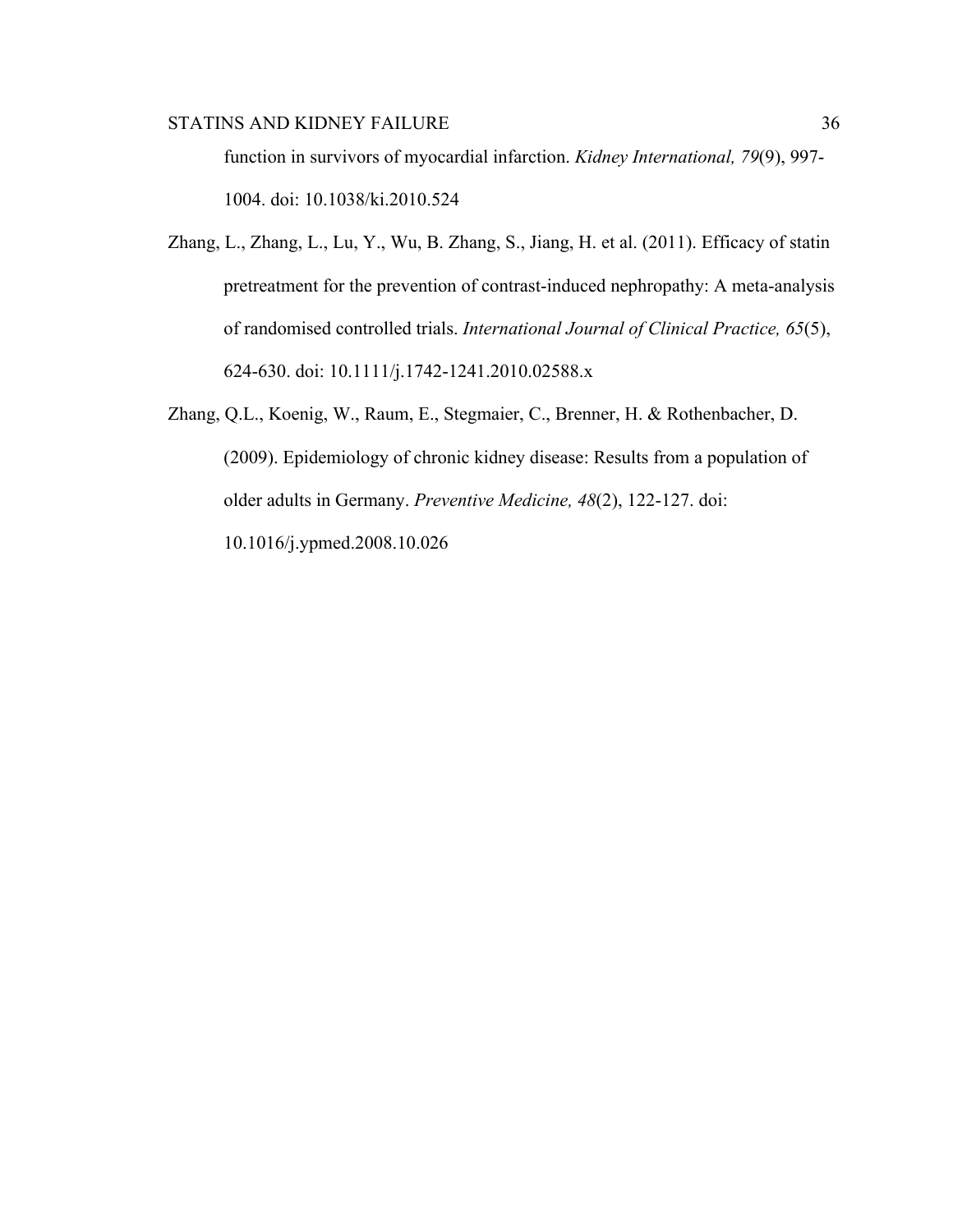function in survivors of myocardial infarction. *Kidney International, 79*(9), 997-1004. doi: 10.1038/ki.2010.524

Zhang, L., Zhang, L., Lu, Y., Wu, B. Zhang, S., Jiang, H. et al. (2011). Efficacy of statin pretreatment for the prevention of contrast-induced nephropathy: A meta-analysis of randomised controlled trials. *International Journal of Clinical Practice, 65*(5), 624-630. doi: 10.1111/j.1742-1241.2010.02588.x

Zhang, Q.L., Koenig, W., Raum, E., Stegmaier, C., Brenner, H. & Rothenbacher, D. (2009). Epidemiology of chronic kidney disease: Results from a population of older adults in Germany. *Preventive Medicine, 48*(2), 122-127. doi: 10.1016/j.ypmed.2008.10.026